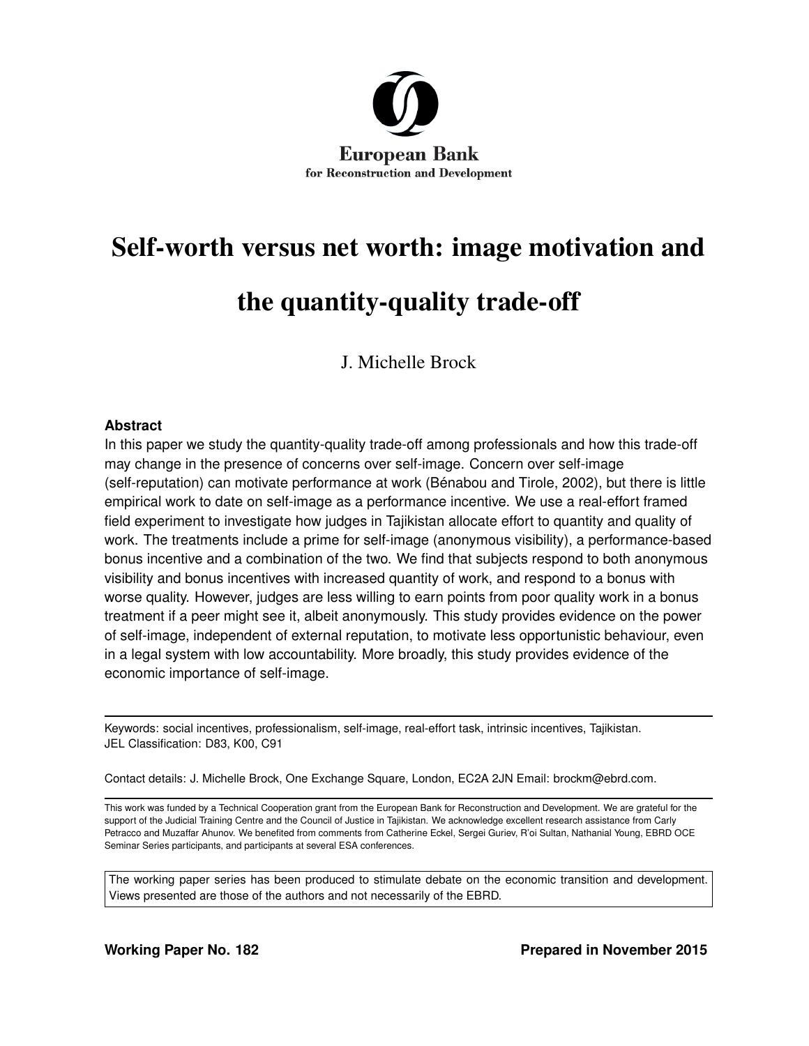European Bank
for Reconstruction and Development

# Self-worth versus net worth: image motivation and the quantity-quality trade-off

J. Michelle Brock

**Abstract**

In this paper we study the quantity-quality trade-off among professionals and how this trade-off may change in the presence of concerns over self-image. Concern over self-image (self-reputation) can motivate performance at work (Bénabou and Tirole, 2002), but there is little empirical work to date on self-image as a performance incentive. We use a real-effort framed field experiment to investigate how judges in Tajikistan allocate effort to quantity and quality of work. The treatments include a prime for self-image (anonymous visibility), a performance-based bonus incentive and a combination of the two. We find that subjects respond to both anonymous visibility and bonus incentives with increased quantity of work, and respond to a bonus with worse quality. However, judges are less willing to earn points from poor quality work in a bonus treatment if a peer might see it, albeit anonymously. This study provides evidence on the power of self-image, independent of external reputation, to motivate less opportunistic behaviour, even in a legal system with low accountability. More broadly, this study provides evidence of the economic importance of self-image.

---

Keywords: social incentives, professionalism, self-image, real-effort task, intrinsic incentives, Tajikistan.
JEL Classification: D83, K00, C91

Contact details: J. Michelle Brock, One Exchange Square, London, EC2A 2JN Email: brockm@ebrd.com.

---

This work was funded by a Technical Cooperation grant from the European Bank for Reconstruction and Development. We are grateful for the support of the Judicial Training Centre and the Council of Justice in Tajikistan. We acknowledge excellent research assistance from Carly Petracco and Muzaffar Ahunov. We benefited from comments from Catherine Eckel, Sergei Guriev, R'oi Sultan, Nathanial Young, EBRD OCE Seminar Series participants, and participants at several ESA conferences.

The working paper series has been produced to stimulate debate on the economic transition and development. Views presented are those of the authors and not necessarily of the EBRD.

**Working Paper No. 182** **Prepared in November 2015**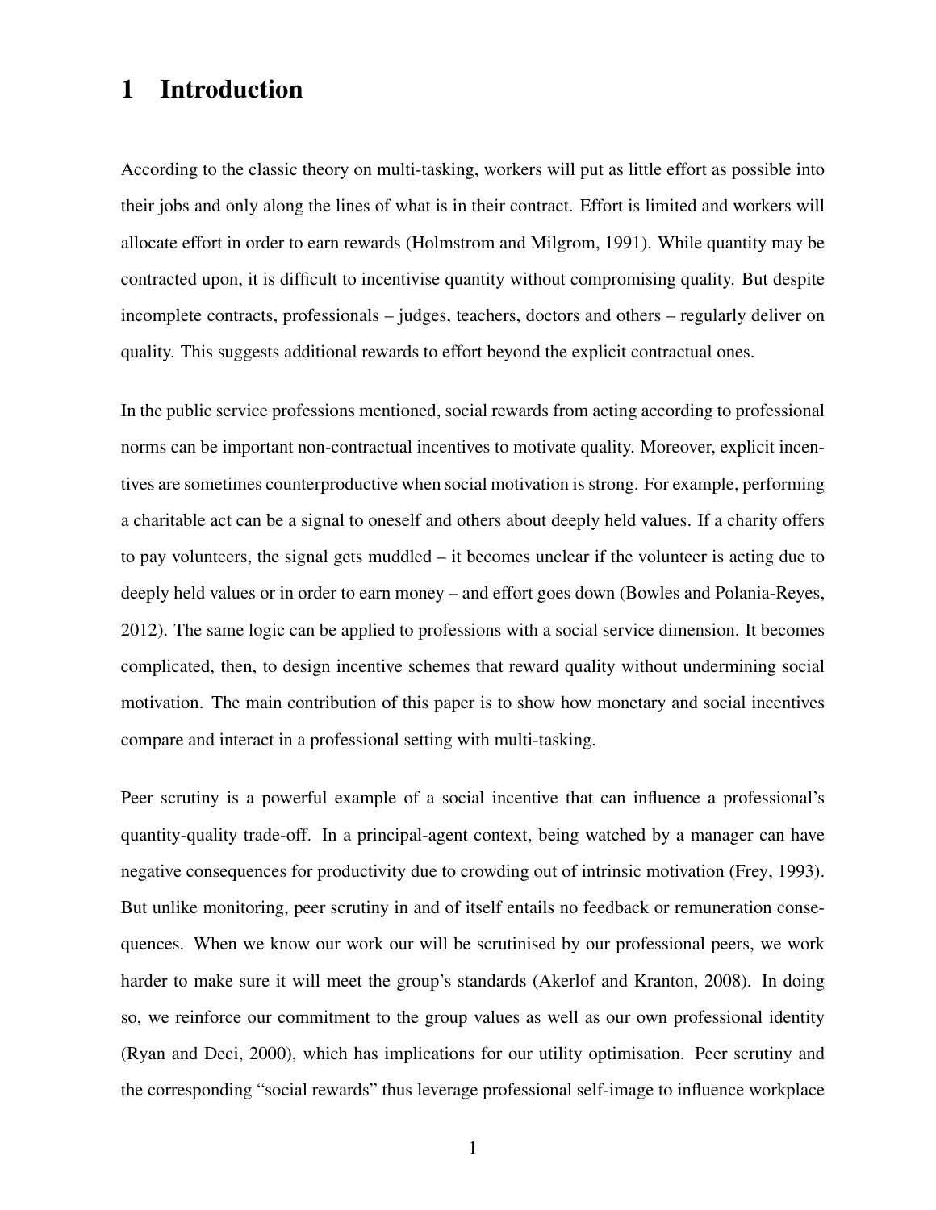# 1 Introduction

According to the classic theory on multi-tasking, workers will put as little effort as possible into their jobs and only along the lines of what is in their contract. Effort is limited and workers will allocate effort in order to earn rewards (Holmstrom and Milgrom, 1991). While quantity may be contracted upon, it is difficult to incentivise quantity without compromising quality. But despite incomplete contracts, professionals – judges, teachers, doctors and others – regularly deliver on quality. This suggests additional rewards to effort beyond the explicit contractual ones.

In the public service professions mentioned, social rewards from acting according to professional norms can be important non-contractual incentives to motivate quality. Moreover, explicit incentives are sometimes counterproductive when social motivation is strong. For example, performing a charitable act can be a signal to oneself and others about deeply held values. If a charity offers to pay volunteers, the signal gets muddled – it becomes unclear if the volunteer is acting due to deeply held values or in order to earn money – and effort goes down (Bowles and Polania-Reyes, 2012). The same logic can be applied to professions with a social service dimension. It becomes complicated, then, to design incentive schemes that reward quality without undermining social motivation. The main contribution of this paper is to show how monetary and social incentives compare and interact in a professional setting with multi-tasking.

Peer scrutiny is a powerful example of a social incentive that can influence a professional's quantity-quality trade-off. In a principal-agent context, being watched by a manager can have negative consequences for productivity due to crowding out of intrinsic motivation (Frey, 1993). But unlike monitoring, peer scrutiny in and of itself entails no feedback or remuneration consequences. When we know our work our will be scrutinised by our professional peers, we work harder to make sure it will meet the group's standards (Akerlof and Kranton, 2008). In doing so, we reinforce our commitment to the group values as well as our own professional identity (Ryan and Deci, 2000), which has implications for our utility optimisation. Peer scrutiny and the corresponding "social rewards" thus leverage professional self-image to influence workplace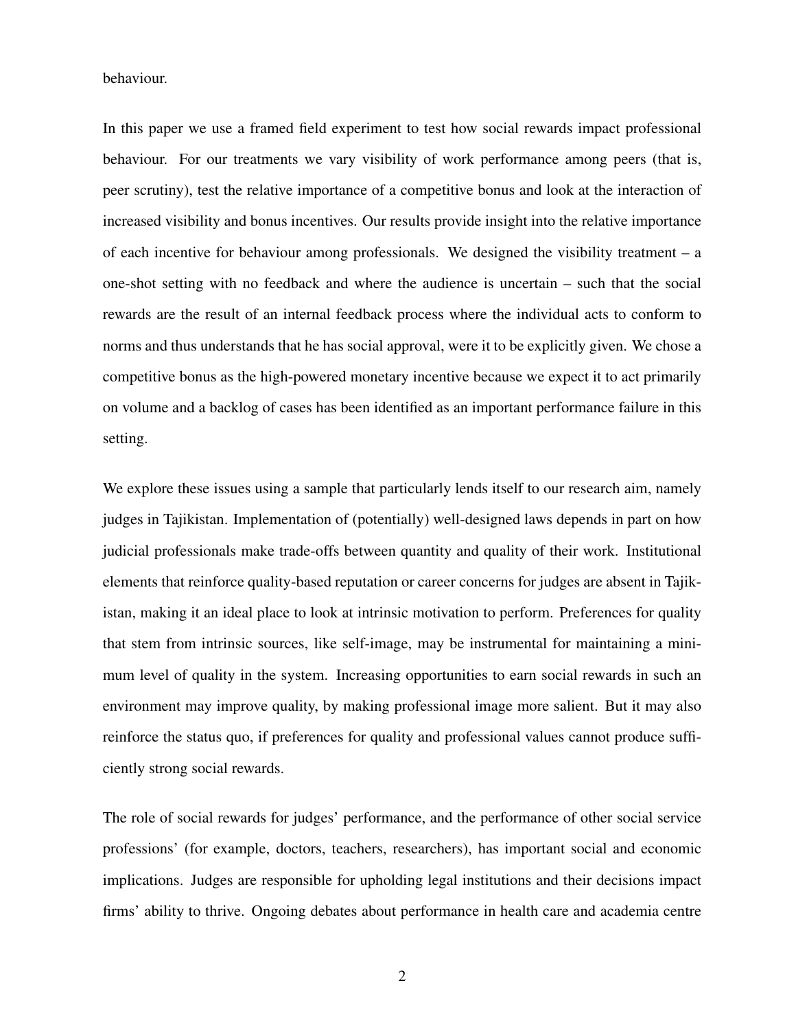behaviour.

In this paper we use a framed field experiment to test how social rewards impact professional behaviour. For our treatments we vary visibility of work performance among peers (that is, peer scrutiny), test the relative importance of a competitive bonus and look at the interaction of increased visibility and bonus incentives. Our results provide insight into the relative importance of each incentive for behaviour among professionals. We designed the visibility treatment – a one-shot setting with no feedback and where the audience is uncertain – such that the social rewards are the result of an internal feedback process where the individual acts to conform to norms and thus understands that he has social approval, were it to be explicitly given. We chose a competitive bonus as the high-powered monetary incentive because we expect it to act primarily on volume and a backlog of cases has been identified as an important performance failure in this setting.

We explore these issues using a sample that particularly lends itself to our research aim, namely judges in Tajikistan. Implementation of (potentially) well-designed laws depends in part on how judicial professionals make trade-offs between quantity and quality of their work. Institutional elements that reinforce quality-based reputation or career concerns for judges are absent in Tajikistan, making it an ideal place to look at intrinsic motivation to perform. Preferences for quality that stem from intrinsic sources, like self-image, may be instrumental for maintaining a minimum level of quality in the system. Increasing opportunities to earn social rewards in such an environment may improve quality, by making professional image more salient. But it may also reinforce the status quo, if preferences for quality and professional values cannot produce sufficiently strong social rewards.

The role of social rewards for judges' performance, and the performance of other social service professions' (for example, doctors, teachers, researchers), has important social and economic implications. Judges are responsible for upholding legal institutions and their decisions impact firms' ability to thrive. Ongoing debates about performance in health care and academia centre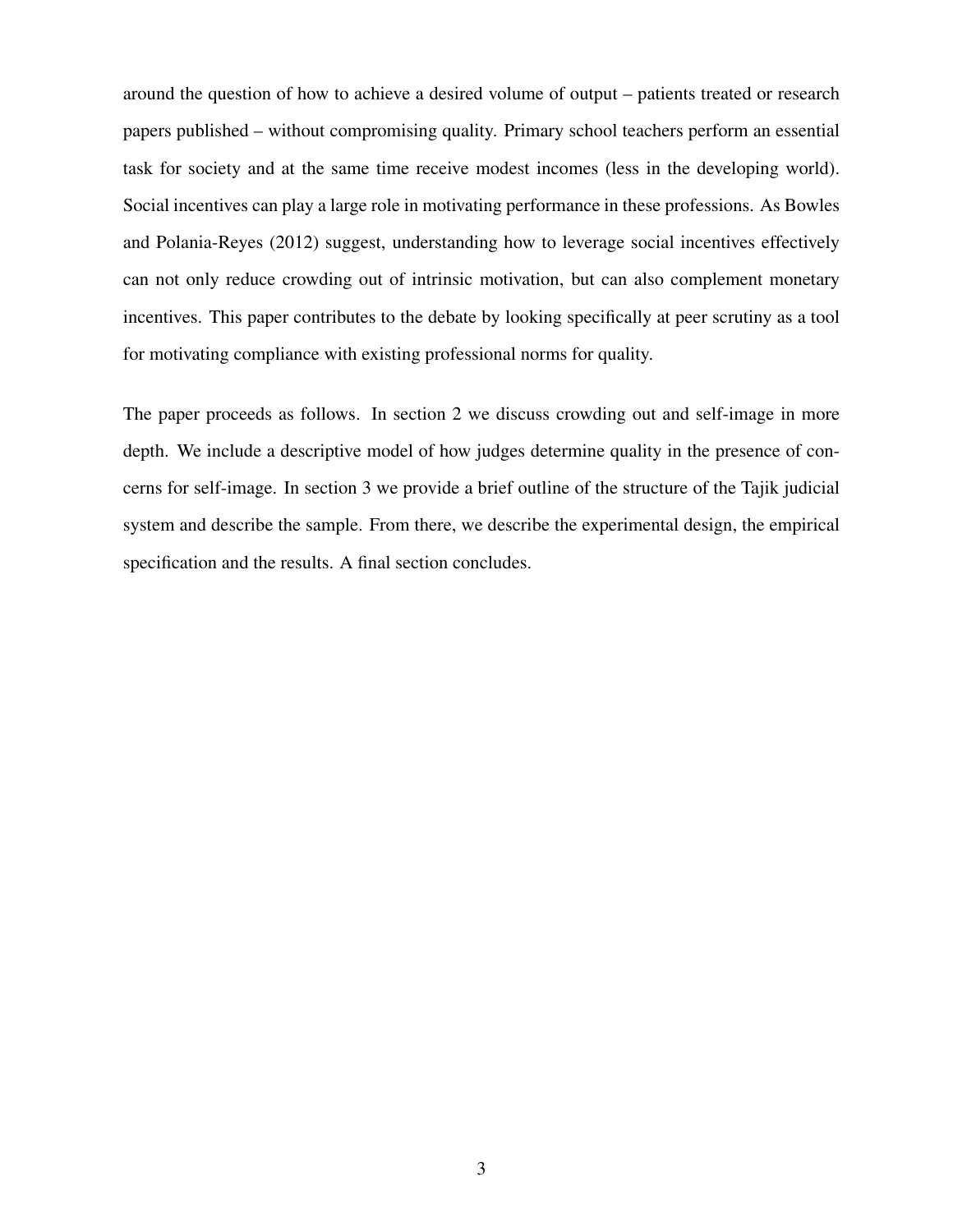around the question of how to achieve a desired volume of output – patients treated or research papers published – without compromising quality. Primary school teachers perform an essential task for society and at the same time receive modest incomes (less in the developing world). Social incentives can play a large role in motivating performance in these professions. As Bowles and Polania-Reyes (2012) suggest, understanding how to leverage social incentives effectively can not only reduce crowding out of intrinsic motivation, but can also complement monetary incentives. This paper contributes to the debate by looking specifically at peer scrutiny as a tool for motivating compliance with existing professional norms for quality.

The paper proceeds as follows. In section 2 we discuss crowding out and self-image in more depth. We include a descriptive model of how judges determine quality in the presence of concerns for self-image. In section 3 we provide a brief outline of the structure of the Tajik judicial system and describe the sample. From there, we describe the experimental design, the empirical specification and the results. A final section concludes.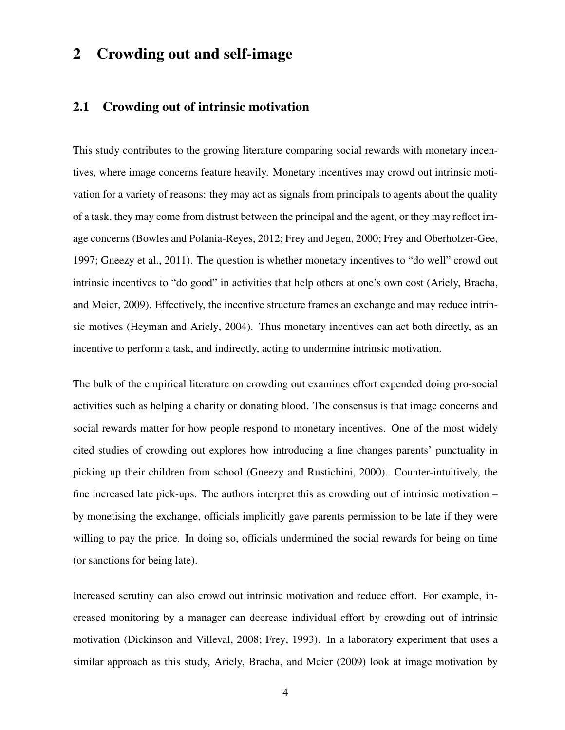# 2 Crowding out and self-image

## 2.1 Crowding out of intrinsic motivation

This study contributes to the growing literature comparing social rewards with monetary incentives, where image concerns feature heavily. Monetary incentives may crowd out intrinsic motivation for a variety of reasons: they may act as signals from principals to agents about the quality of a task, they may come from distrust between the principal and the agent, or they may reflect image concerns (Bowles and Polania-Reyes, 2012; Frey and Jegen, 2000; Frey and Oberholzer-Gee, 1997; Gneezy et al., 2011). The question is whether monetary incentives to "do well" crowd out intrinsic incentives to "do good" in activities that help others at one's own cost (Ariely, Bracha, and Meier, 2009). Effectively, the incentive structure frames an exchange and may reduce intrinsic motives (Heyman and Ariely, 2004). Thus monetary incentives can act both directly, as an incentive to perform a task, and indirectly, acting to undermine intrinsic motivation.

The bulk of the empirical literature on crowding out examines effort expended doing pro-social activities such as helping a charity or donating blood. The consensus is that image concerns and social rewards matter for how people respond to monetary incentives. One of the most widely cited studies of crowding out explores how introducing a fine changes parents' punctuality in picking up their children from school (Gneezy and Rustichini, 2000). Counter-intuitively, the fine increased late pick-ups. The authors interpret this as crowding out of intrinsic motivation – by monetising the exchange, officials implicitly gave parents permission to be late if they were willing to pay the price. In doing so, officials undermined the social rewards for being on time (or sanctions for being late).

Increased scrutiny can also crowd out intrinsic motivation and reduce effort. For example, increased monitoring by a manager can decrease individual effort by crowding out of intrinsic motivation (Dickinson and Villeval, 2008; Frey, 1993). In a laboratory experiment that uses a similar approach as this study, Ariely, Bracha, and Meier (2009) look at image motivation by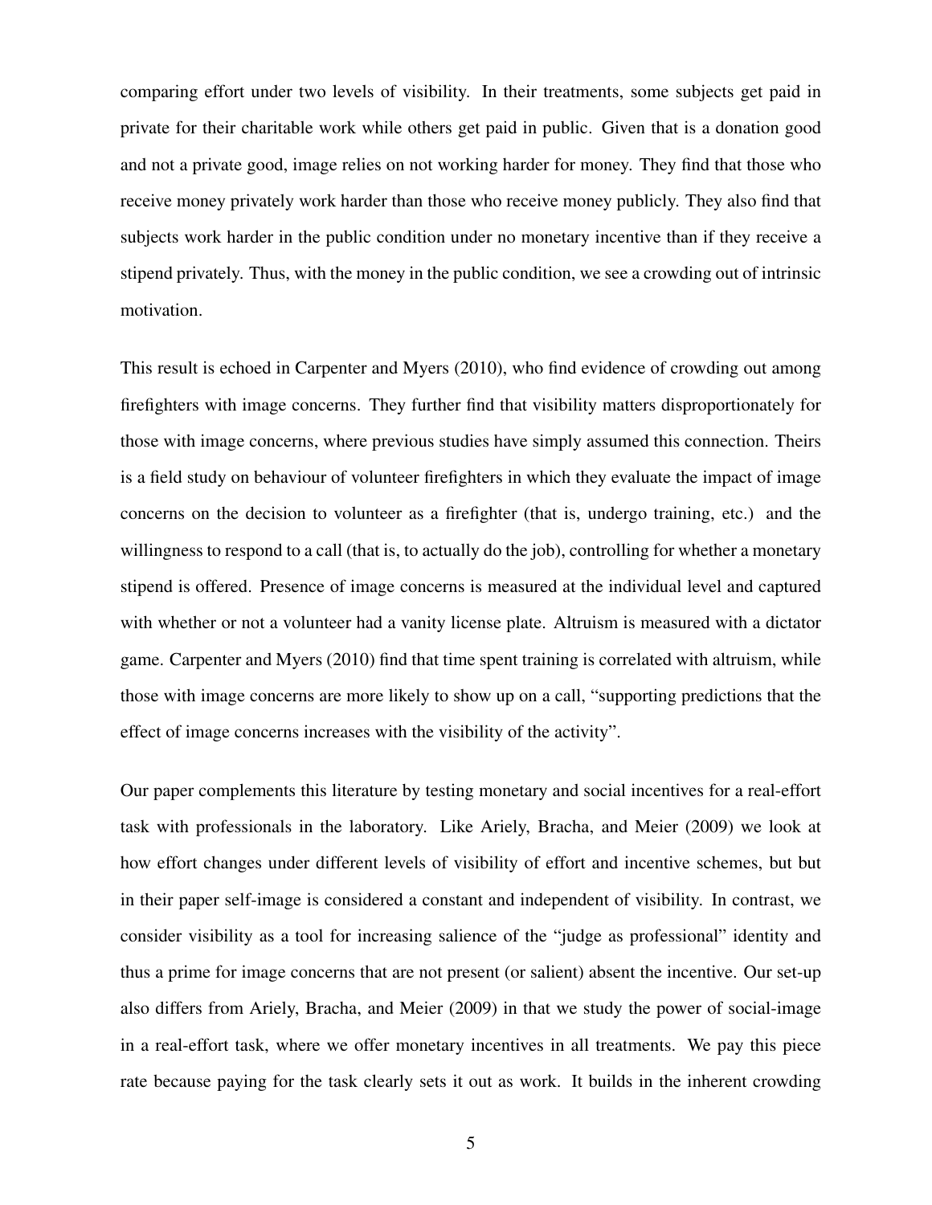comparing effort under two levels of visibility. In their treatments, some subjects get paid in private for their charitable work while others get paid in public. Given that is a donation good and not a private good, image relies on not working harder for money. They find that those who receive money privately work harder than those who receive money publicly. They also find that subjects work harder in the public condition under no monetary incentive than if they receive a stipend privately. Thus, with the money in the public condition, we see a crowding out of intrinsic motivation.

This result is echoed in Carpenter and Myers (2010), who find evidence of crowding out among firefighters with image concerns. They further find that visibility matters disproportionately for those with image concerns, where previous studies have simply assumed this connection. Theirs is a field study on behaviour of volunteer firefighters in which they evaluate the impact of image concerns on the decision to volunteer as a firefighter (that is, undergo training, etc.) and the willingness to respond to a call (that is, to actually do the job), controlling for whether a monetary stipend is offered. Presence of image concerns is measured at the individual level and captured with whether or not a volunteer had a vanity license plate. Altruism is measured with a dictator game. Carpenter and Myers (2010) find that time spent training is correlated with altruism, while those with image concerns are more likely to show up on a call, "supporting predictions that the effect of image concerns increases with the visibility of the activity".

Our paper complements this literature by testing monetary and social incentives for a real-effort task with professionals in the laboratory. Like Ariely, Bracha, and Meier (2009) we look at how effort changes under different levels of visibility of effort and incentive schemes, but but in their paper self-image is considered a constant and independent of visibility. In contrast, we consider visibility as a tool for increasing salience of the "judge as professional" identity and thus a prime for image concerns that are not present (or salient) absent the incentive. Our set-up also differs from Ariely, Bracha, and Meier (2009) in that we study the power of social-image in a real-effort task, where we offer monetary incentives in all treatments. We pay this piece rate because paying for the task clearly sets it out as work. It builds in the inherent crowding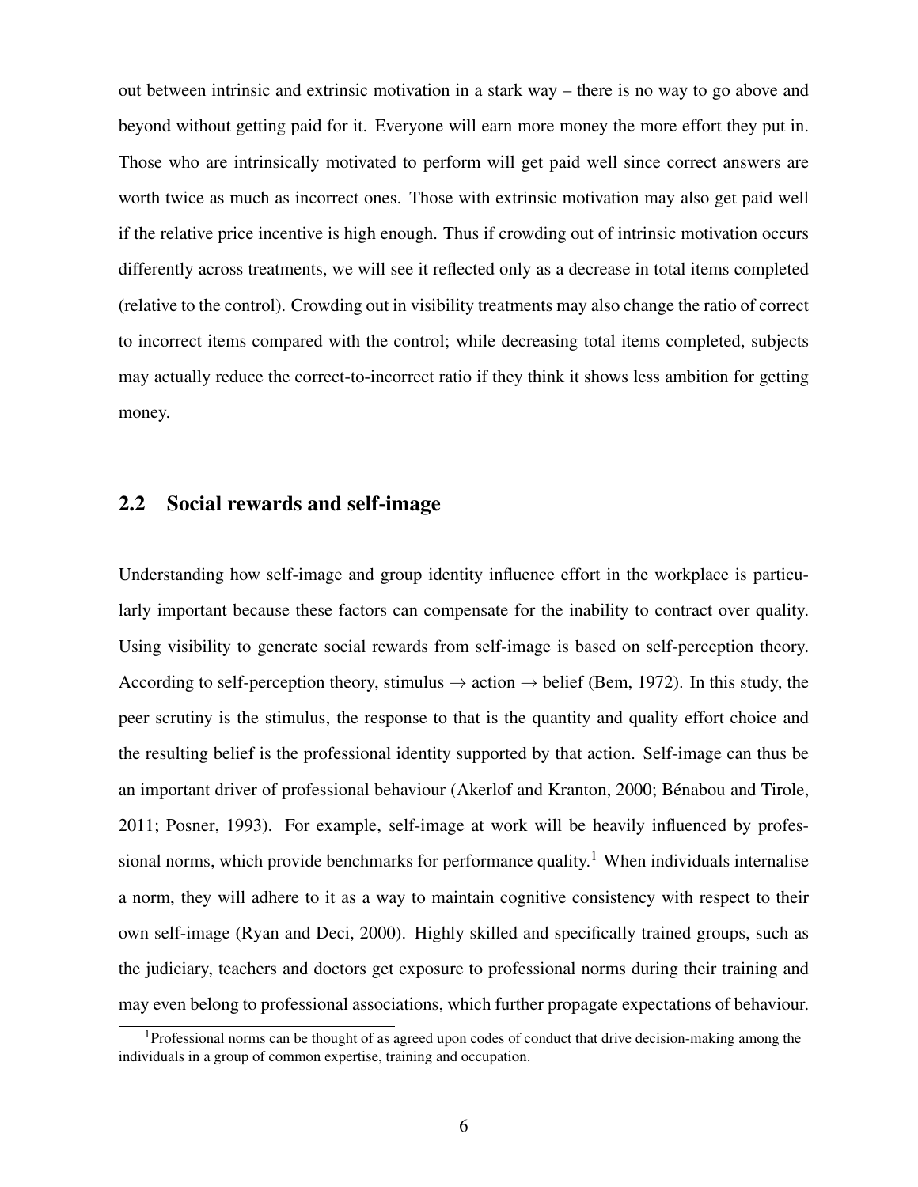out between intrinsic and extrinsic motivation in a stark way – there is no way to go above and beyond without getting paid for it. Everyone will earn more money the more effort they put in. Those who are intrinsically motivated to perform will get paid well since correct answers are worth twice as much as incorrect ones. Those with extrinsic motivation may also get paid well if the relative price incentive is high enough. Thus if crowding out of intrinsic motivation occurs differently across treatments, we will see it reflected only as a decrease in total items completed (relative to the control). Crowding out in visibility treatments may also change the ratio of correct to incorrect items compared with the control; while decreasing total items completed, subjects may actually reduce the correct-to-incorrect ratio if they think it shows less ambition for getting money.

## 2.2 Social rewards and self-image

Understanding how self-image and group identity influence effort in the workplace is particularly important because these factors can compensate for the inability to contract over quality. Using visibility to generate social rewards from self-image is based on self-perception theory. According to self-perception theory, stimulus $\rightarrow$ action $\rightarrow$ belief (Bem, 1972). In this study, the peer scrutiny is the stimulus, the response to that is the quantity and quality effort choice and the resulting belief is the professional identity supported by that action. Self-image can thus be an important driver of professional behaviour (Akerlof and Kranton, 2000; Bénabou and Tirole, 2011; Posner, 1993). For example, self-image at work will be heavily influenced by professional norms, which provide benchmarks for performance quality.[1] When individuals internalise a norm, they will adhere to it as a way to maintain cognitive consistency with respect to their own self-image (Ryan and Deci, 2000). Highly skilled and specifically trained groups, such as the judiciary, teachers and doctors get exposure to professional norms during their training and may even belong to professional associations, which further propagate expectations of behaviour.

[1] Professional norms can be thought of as agreed upon codes of conduct that drive decision-making among the individuals in a group of common expertise, training and occupation.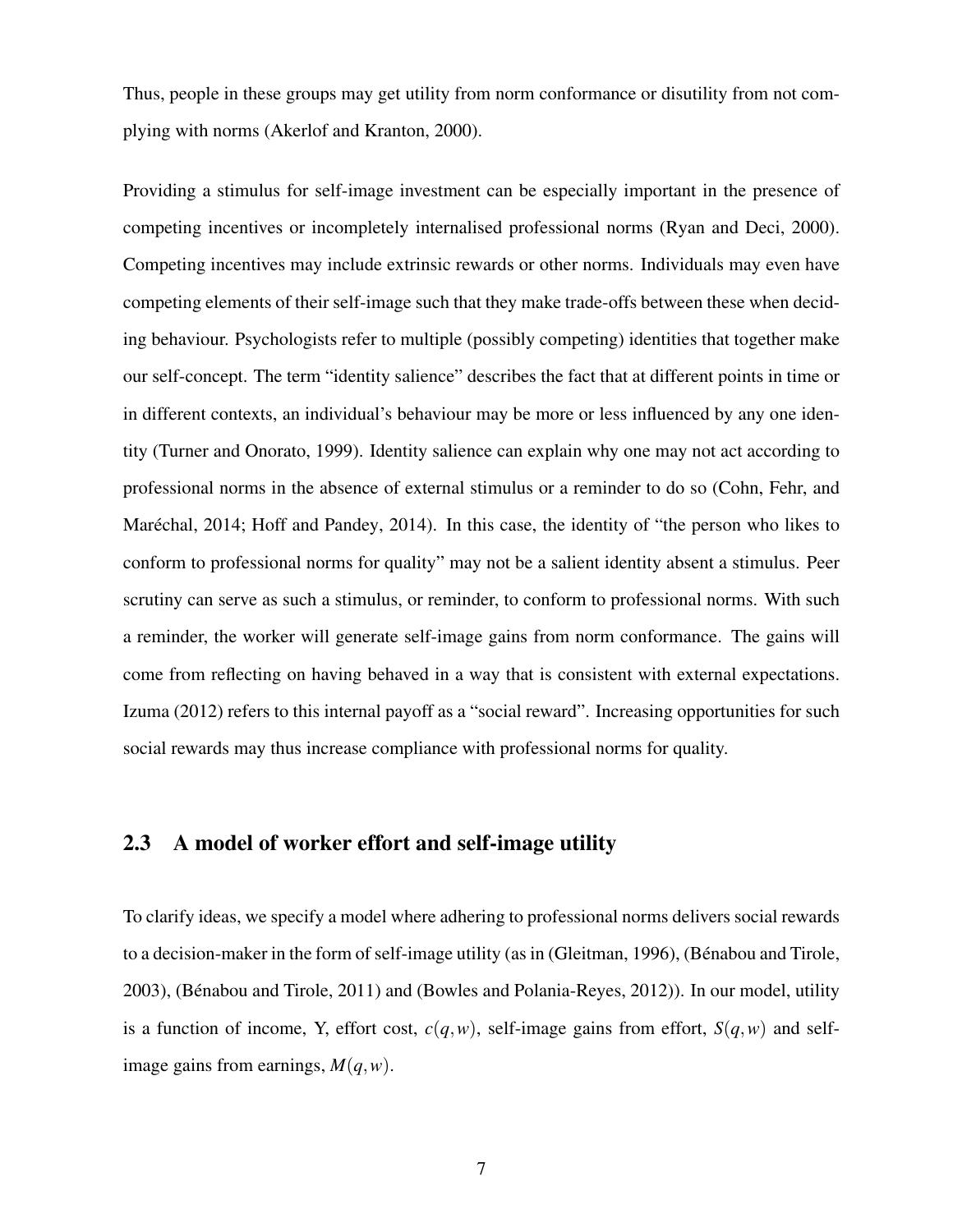Thus, people in these groups may get utility from norm conformance or disutility from not complying with norms (Akerlof and Kranton, 2000).

Providing a stimulus for self-image investment can be especially important in the presence of competing incentives or incompletely internalised professional norms (Ryan and Deci, 2000). Competing incentives may include extrinsic rewards or other norms. Individuals may even have competing elements of their self-image such that they make trade-offs between these when deciding behaviour. Psychologists refer to multiple (possibly competing) identities that together make our self-concept. The term "identity salience" describes the fact that at different points in time or in different contexts, an individual's behaviour may be more or less influenced by any one identity (Turner and Onorato, 1999). Identity salience can explain why one may not act according to professional norms in the absence of external stimulus or a reminder to do so (Cohn, Fehr, and Maréchal, 2014; Hoff and Pandey, 2014). In this case, the identity of "the person who likes to conform to professional norms for quality" may not be a salient identity absent a stimulus. Peer scrutiny can serve as such a stimulus, or reminder, to conform to professional norms. With such a reminder, the worker will generate self-image gains from norm conformance. The gains will come from reflecting on having behaved in a way that is consistent with external expectations. Izuma (2012) refers to this internal payoff as a "social reward". Increasing opportunities for such social rewards may thus increase compliance with professional norms for quality.

## 2.3 A model of worker effort and self-image utility

To clarify ideas, we specify a model where adhering to professional norms delivers social rewards to a decision-maker in the form of self-image utility (as in (Gleitman, 1996), (Bénabou and Tirole, 2003), (Bénabou and Tirole, 2011) and (Bowles and Polania-Reyes, 2012)). In our model, utility is a function of income, Y, effort cost, $c(q,w)$, self-image gains from effort, $S(q,w)$ and self-image gains from earnings, $M(q,w)$.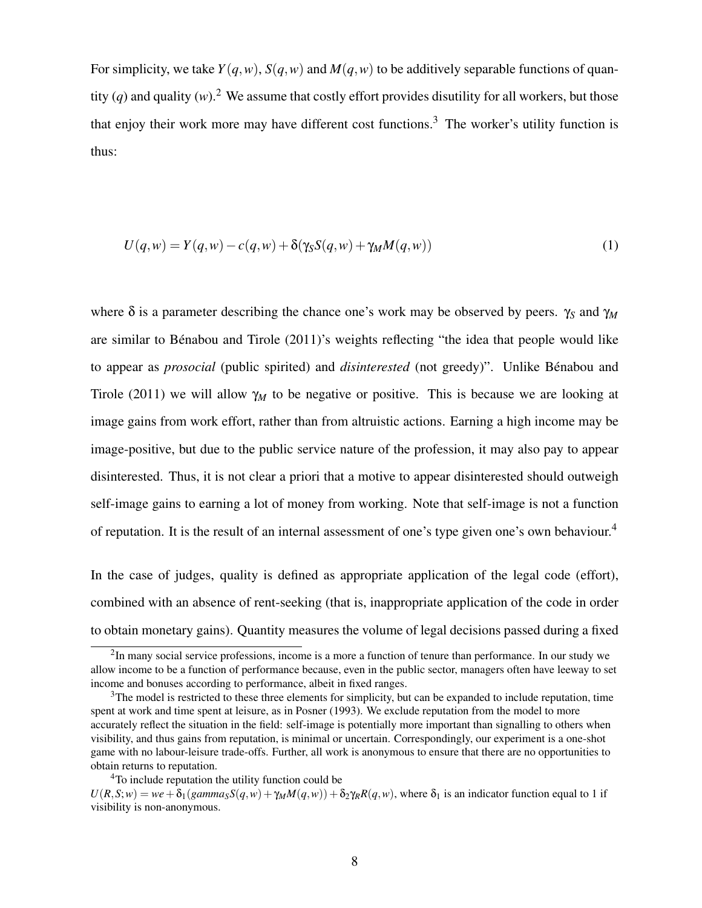For simplicity, we take $Y(q,w)$, $S(q,w)$ and $M(q,w)$ to be additively separable functions of quantity ($q$) and quality ($w$).[2] We assume that costly effort provides disutility for all workers, but those that enjoy their work more may have different cost functions.[3] The worker's utility function is thus:

$$U(q,w) = Y(q,w) - c(q,w) + \delta(\gamma_S S(q,w) + \gamma_M M(q,w)) \tag{1}$$

where $\delta$ is a parameter describing the chance one's work may be observed by peers. $\gamma_S$ and $\gamma_M$ are similar to Bénabou and Tirole (2011)'s weights reflecting "the idea that people would like to appear as *prosocial* (public spirited) and *disinterested* (not greedy)". Unlike Bénabou and Tirole (2011) we will allow $\gamma_M$ to be negative or positive. This is because we are looking at image gains from work effort, rather than from altruistic actions. Earning a high income may be image-positive, but due to the public service nature of the profession, it may also pay to appear disinterested. Thus, it is not clear a priori that a motive to appear disinterested should outweigh self-image gains to earning a lot of money from working. Note that self-image is not a function of reputation. It is the result of an internal assessment of one's type given one's own behaviour.[4]

In the case of judges, quality is defined as appropriate application of the legal code (effort), combined with an absence of rent-seeking (that is, inappropriate application of the code in order to obtain monetary gains). Quantity measures the volume of legal decisions passed during a fixed

[2] In many social service professions, income is a more a function of tenure than performance. In our study we allow income to be a function of performance because, even in the public sector, managers often have leeway to set income and bonuses according to performance, albeit in fixed ranges.

[3] The model is restricted to these three elements for simplicity, but can be expanded to include reputation, time spent at work and time spent at leisure, as in Posner (1993). We exclude reputation from the model to more accurately reflect the situation in the field: self-image is potentially more important than signalling to others when visibility, and thus gains from reputation, is minimal or uncertain. Correspondingly, our experiment is a one-shot game with no labour-leisure trade-offs. Further, all work is anonymous to ensure that there are no opportunities to obtain returns to reputation.

[4] To include reputation the utility function could be $U(R,S;w) = we + \delta_1(gamma_S S(q,w) + \gamma_M M(q,w)) + \delta_2 \gamma_R R(q,w)$, where $\delta_1$ is an indicator function equal to 1 if visibility is non-anonymous.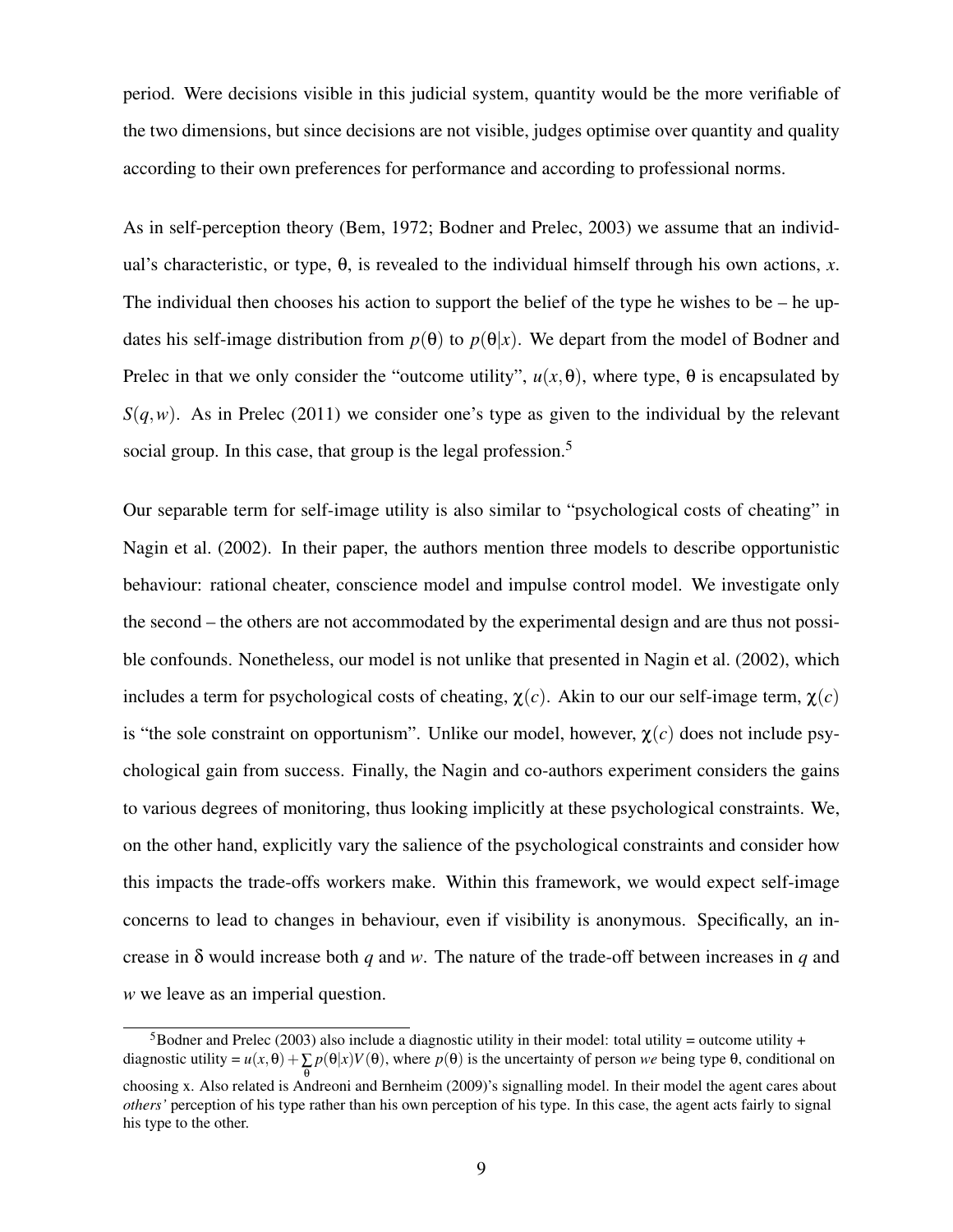period. Were decisions visible in this judicial system, quantity would be the more verifiable of the two dimensions, but since decisions are not visible, judges optimise over quantity and quality according to their own preferences for performance and according to professional norms.

As in self-perception theory (Bem, 1972; Bodner and Prelec, 2003) we assume that an individual's characteristic, or type, $\theta$, is revealed to the individual himself through his own actions, $x$. The individual then chooses his action to support the belief of the type he wishes to be – he updates his self-image distribution from $p(\theta)$ to $p(\theta|x)$. We depart from the model of Bodner and Prelec in that we only consider the "outcome utility", $u(x,\theta)$, where type, $\theta$ is encapsulated by $S(q,w)$. As in Prelec (2011) we consider one's type as given to the individual by the relevant social group. In this case, that group is the legal profession.[5]

Our separable term for self-image utility is also similar to "psychological costs of cheating" in Nagin et al. (2002). In their paper, the authors mention three models to describe opportunistic behaviour: rational cheater, conscience model and impulse control model. We investigate only the second – the others are not accommodated by the experimental design and are thus not possible confounds. Nonetheless, our model is not unlike that presented in Nagin et al. (2002), which includes a term for psychological costs of cheating, $\chi(c)$. Akin to our our self-image term, $\chi(c)$ is "the sole constraint on opportunism". Unlike our model, however, $\chi(c)$ does not include psychological gain from success. Finally, the Nagin and co-authors experiment considers the gains to various degrees of monitoring, thus looking implicitly at these psychological constraints. We, on the other hand, explicitly vary the salience of the psychological constraints and consider how this impacts the trade-offs workers make. Within this framework, we would expect self-image concerns to lead to changes in behaviour, even if visibility is anonymous. Specifically, an increase in $\delta$ would increase both $q$ and $w$. The nature of the trade-off between increases in $q$ and $w$ we leave as an imperial question.

[5]Bodner and Prelec (2003) also include a diagnostic utility in their model: total utility = outcome utility + diagnostic utility = $u(x,\theta) + \sum_{\theta} p(\theta|x)V(\theta)$, where $p(\theta)$ is the uncertainty of person *we* being type $\theta$, conditional on choosing x. Also related is Andreoni and Bernheim (2009)'s signalling model. In their model the agent cares about *others'* perception of his type rather than his own perception of his type. In this case, the agent acts fairly to signal his type to the other.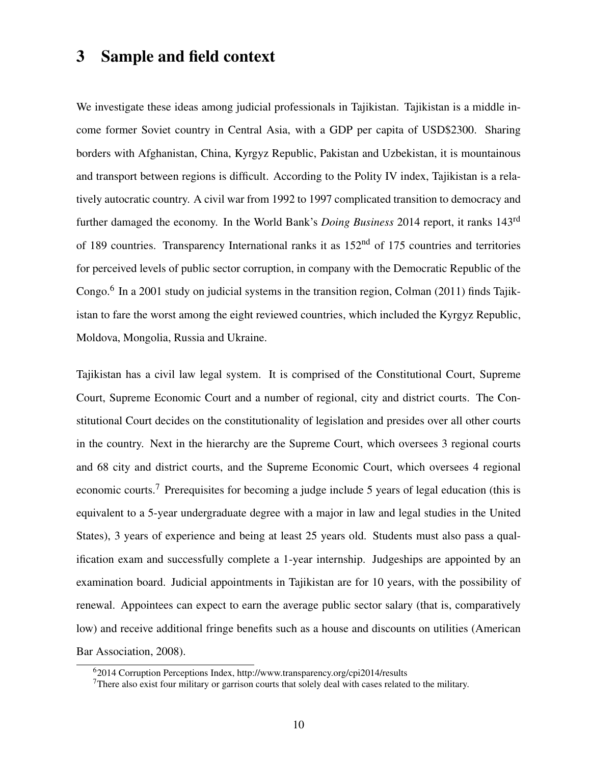## 3 Sample and field context

We investigate these ideas among judicial professionals in Tajikistan. Tajikistan is a middle income former Soviet country in Central Asia, with a GDP per capita of USD$2300. Sharing borders with Afghanistan, China, Kyrgyz Republic, Pakistan and Uzbekistan, it is mountainous and transport between regions is difficult. According to the Polity IV index, Tajikistan is a relatively autocratic country. A civil war from 1992 to 1997 complicated transition to democracy and further damaged the economy. In the World Bank's *Doing Business* 2014 report, it ranks 143rd of 189 countries. Transparency International ranks it as 152nd of 175 countries and territories for perceived levels of public sector corruption, in company with the Democratic Republic of the Congo.[6] In a 2001 study on judicial systems in the transition region, Colman (2011) finds Tajikistan to fare the worst among the eight reviewed countries, which included the Kyrgyz Republic, Moldova, Mongolia, Russia and Ukraine.

Tajikistan has a civil law legal system. It is comprised of the Constitutional Court, Supreme Court, Supreme Economic Court and a number of regional, city and district courts. The Constitutional Court decides on the constitutionality of legislation and presides over all other courts in the country. Next in the hierarchy are the Supreme Court, which oversees 3 regional courts and 68 city and district courts, and the Supreme Economic Court, which oversees 4 regional economic courts.[7] Prerequisites for becoming a judge include 5 years of legal education (this is equivalent to a 5-year undergraduate degree with a major in law and legal studies in the United States), 3 years of experience and being at least 25 years old. Students must also pass a qualification exam and successfully complete a 1-year internship. Judgeships are appointed by an examination board. Judicial appointments in Tajikistan are for 10 years, with the possibility of renewal. Appointees can expect to earn the average public sector salary (that is, comparatively low) and receive additional fringe benefits such as a house and discounts on utilities (American Bar Association, 2008).

[6] 2014 Corruption Perceptions Index, http://www.transparency.org/cpi2014/results

[7] There also exist four military or garrison courts that solely deal with cases related to the military.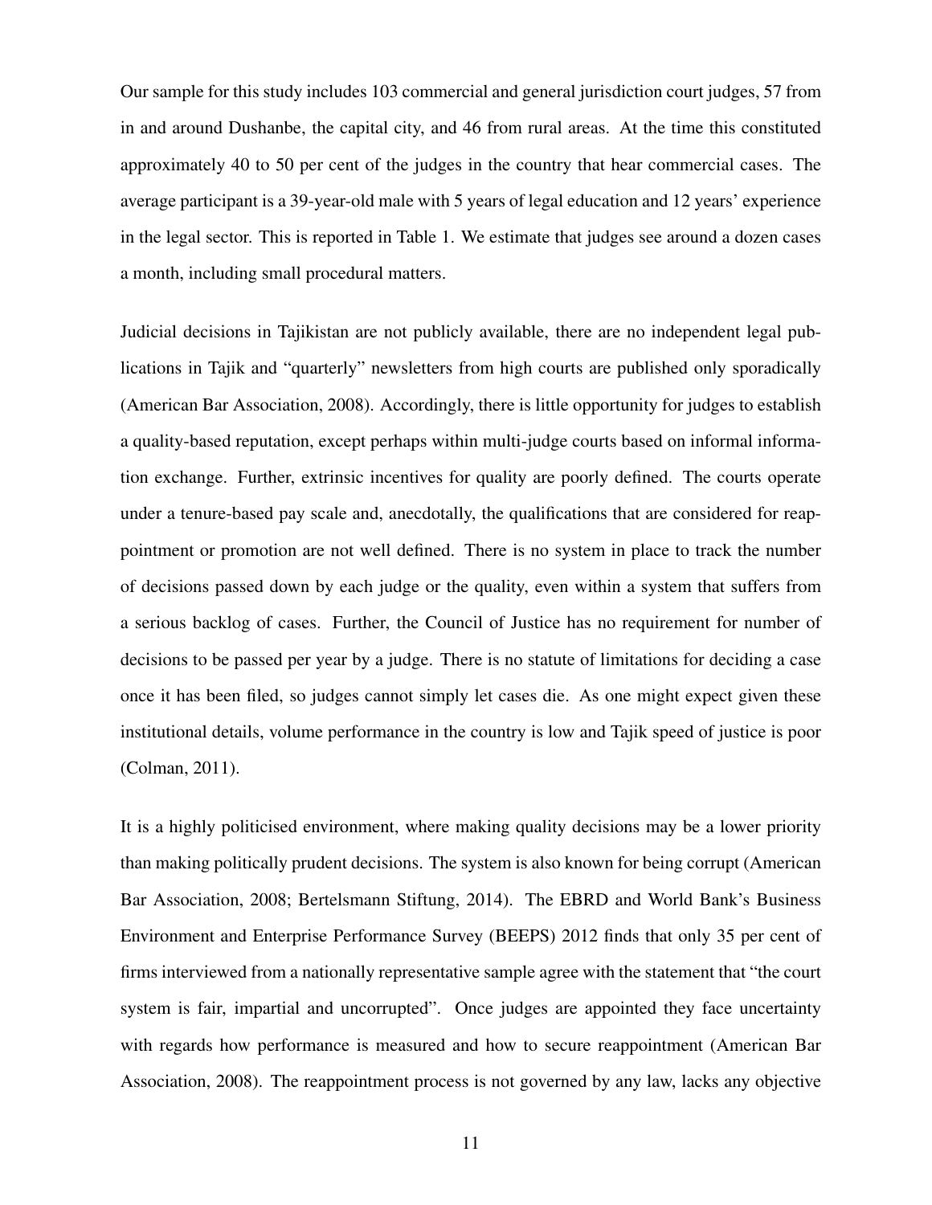Our sample for this study includes 103 commercial and general jurisdiction court judges, 57 from in and around Dushanbe, the capital city, and 46 from rural areas. At the time this constituted approximately 40 to 50 per cent of the judges in the country that hear commercial cases. The average participant is a 39-year-old male with 5 years of legal education and 12 years' experience in the legal sector. This is reported in Table 1. We estimate that judges see around a dozen cases a month, including small procedural matters.

Judicial decisions in Tajikistan are not publicly available, there are no independent legal publications in Tajik and "quarterly" newsletters from high courts are published only sporadically (American Bar Association, 2008). Accordingly, there is little opportunity for judges to establish a quality-based reputation, except perhaps within multi-judge courts based on informal information exchange. Further, extrinsic incentives for quality are poorly defined. The courts operate under a tenure-based pay scale and, anecdotally, the qualifications that are considered for reappointment or promotion are not well defined. There is no system in place to track the number of decisions passed down by each judge or the quality, even within a system that suffers from a serious backlog of cases. Further, the Council of Justice has no requirement for number of decisions to be passed per year by a judge. There is no statute of limitations for deciding a case once it has been filed, so judges cannot simply let cases die. As one might expect given these institutional details, volume performance in the country is low and Tajik speed of justice is poor (Colman, 2011).

It is a highly politicised environment, where making quality decisions may be a lower priority than making politically prudent decisions. The system is also known for being corrupt (American Bar Association, 2008; Bertelsmann Stiftung, 2014). The EBRD and World Bank's Business Environment and Enterprise Performance Survey (BEEPS) 2012 finds that only 35 per cent of firms interviewed from a nationally representative sample agree with the statement that "the court system is fair, impartial and uncorrupted". Once judges are appointed they face uncertainty with regards how performance is measured and how to secure reappointment (American Bar Association, 2008). The reappointment process is not governed by any law, lacks any objective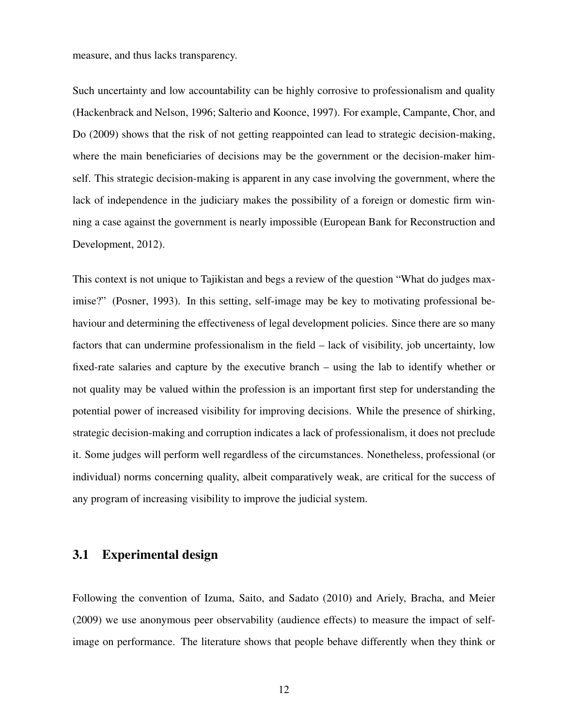measure, and thus lacks transparency.

Such uncertainty and low accountability can be highly corrosive to professionalism and quality (Hackenbrack and Nelson, 1996; Salterio and Koonce, 1997). For example, Campante, Chor, and Do (2009) shows that the risk of not getting reappointed can lead to strategic decision-making, where the main beneficiaries of decisions may be the government or the decision-maker himself. This strategic decision-making is apparent in any case involving the government, where the lack of independence in the judiciary makes the possibility of a foreign or domestic firm winning a case against the government is nearly impossible (European Bank for Reconstruction and Development, 2012).

This context is not unique to Tajikistan and begs a review of the question "What do judges maximise?" (Posner, 1993). In this setting, self-image may be key to motivating professional behaviour and determining the effectiveness of legal development policies. Since there are so many factors that can undermine professionalism in the field – lack of visibility, job uncertainty, low fixed-rate salaries and capture by the executive branch – using the lab to identify whether or not quality may be valued within the profession is an important first step for understanding the potential power of increased visibility for improving decisions. While the presence of shirking, strategic decision-making and corruption indicates a lack of professionalism, it does not preclude it. Some judges will perform well regardless of the circumstances. Nonetheless, professional (or individual) norms concerning quality, albeit comparatively weak, are critical for the success of any program of increasing visibility to improve the judicial system.

## 3.1 Experimental design

Following the convention of Izuma, Saito, and Sadato (2010) and Ariely, Bracha, and Meier (2009) we use anonymous peer observability (audience effects) to measure the impact of self-image on performance. The literature shows that people behave differently when they think or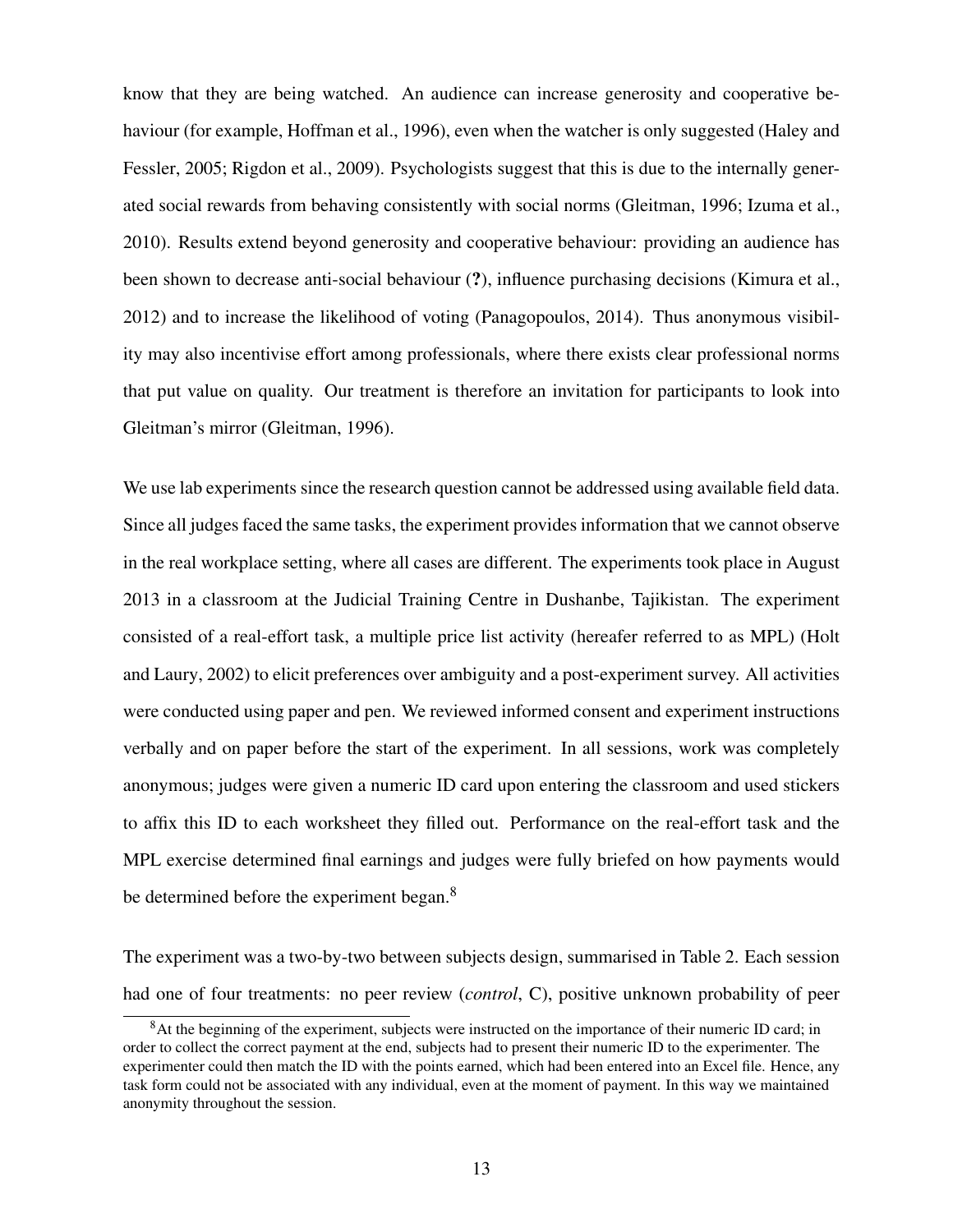know that they are being watched. An audience can increase generosity and cooperative behaviour (for example, Hoffman et al., 1996), even when the watcher is only suggested (Haley and Fessler, 2005; Rigdon et al., 2009). Psychologists suggest that this is due to the internally generated social rewards from behaving consistently with social norms (Gleitman, 1996; Izuma et al., 2010). Results extend beyond generosity and cooperative behaviour: providing an audience has been shown to decrease anti-social behaviour (**?**), influence purchasing decisions (Kimura et al., 2012) and to increase the likelihood of voting (Panagopoulos, 2014). Thus anonymous visibility may also incentivise effort among professionals, where there exists clear professional norms that put value on quality. Our treatment is therefore an invitation for participants to look into Gleitman's mirror (Gleitman, 1996).

We use lab experiments since the research question cannot be addressed using available field data. Since all judges faced the same tasks, the experiment provides information that we cannot observe in the real workplace setting, where all cases are different. The experiments took place in August 2013 in a classroom at the Judicial Training Centre in Dushanbe, Tajikistan. The experiment consisted of a real-effort task, a multiple price list activity (hereafer referred to as MPL) (Holt and Laury, 2002) to elicit preferences over ambiguity and a post-experiment survey. All activities were conducted using paper and pen. We reviewed informed consent and experiment instructions verbally and on paper before the start of the experiment. In all sessions, work was completely anonymous; judges were given a numeric ID card upon entering the classroom and used stickers to affix this ID to each worksheet they filled out. Performance on the real-effort task and the MPL exercise determined final earnings and judges were fully briefed on how payments would be determined before the experiment began.[8]

The experiment was a two-by-two between subjects design, summarised in Table 2. Each session had one of four treatments: no peer review (*control*, C), positive unknown probability of peer

[8]At the beginning of the experiment, subjects were instructed on the importance of their numeric ID card; in order to collect the correct payment at the end, subjects had to present their numeric ID to the experimenter. The experimenter could then match the ID with the points earned, which had been entered into an Excel file. Hence, any task form could not be associated with any individual, even at the moment of payment. In this way we maintained anonymity throughout the session.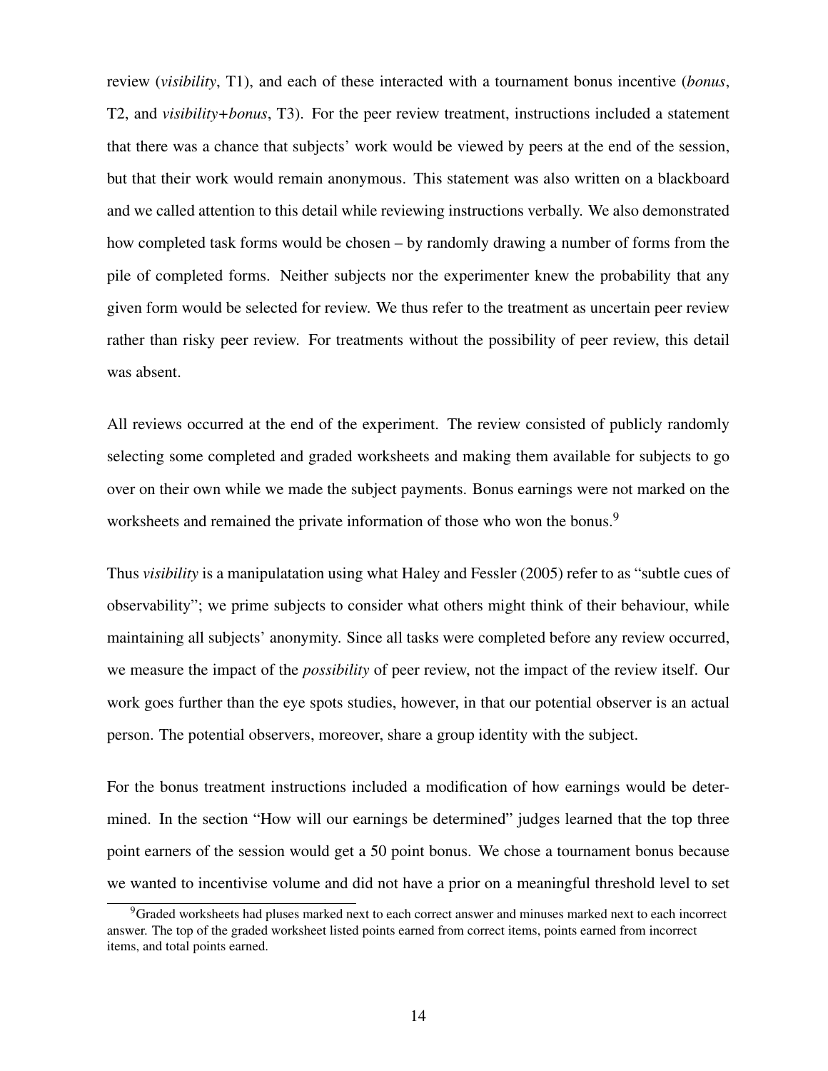review (*visibility*, T1), and each of these interacted with a tournament bonus incentive (*bonus*, T2, and *visibility+bonus*, T3). For the peer review treatment, instructions included a statement that there was a chance that subjects' work would be viewed by peers at the end of the session, but that their work would remain anonymous. This statement was also written on a blackboard and we called attention to this detail while reviewing instructions verbally. We also demonstrated how completed task forms would be chosen – by randomly drawing a number of forms from the pile of completed forms. Neither subjects nor the experimenter knew the probability that any given form would be selected for review. We thus refer to the treatment as uncertain peer review rather than risky peer review. For treatments without the possibility of peer review, this detail was absent.

All reviews occurred at the end of the experiment. The review consisted of publicly randomly selecting some completed and graded worksheets and making them available for subjects to go over on their own while we made the subject payments. Bonus earnings were not marked on the worksheets and remained the private information of those who won the bonus.[9]

Thus *visibility* is a manipulatation using what Haley and Fessler (2005) refer to as "subtle cues of observability"; we prime subjects to consider what others might think of their behaviour, while maintaining all subjects' anonymity. Since all tasks were completed before any review occurred, we measure the impact of the *possibility* of peer review, not the impact of the review itself. Our work goes further than the eye spots studies, however, in that our potential observer is an actual person. The potential observers, moreover, share a group identity with the subject.

For the bonus treatment instructions included a modification of how earnings would be determined. In the section "How will our earnings be determined" judges learned that the top three point earners of the session would get a 50 point bonus. We chose a tournament bonus because we wanted to incentivise volume and did not have a prior on a meaningful threshold level to set

[9] Graded worksheets had pluses marked next to each correct answer and minuses marked next to each incorrect answer. The top of the graded worksheet listed points earned from correct items, points earned from incorrect items, and total points earned.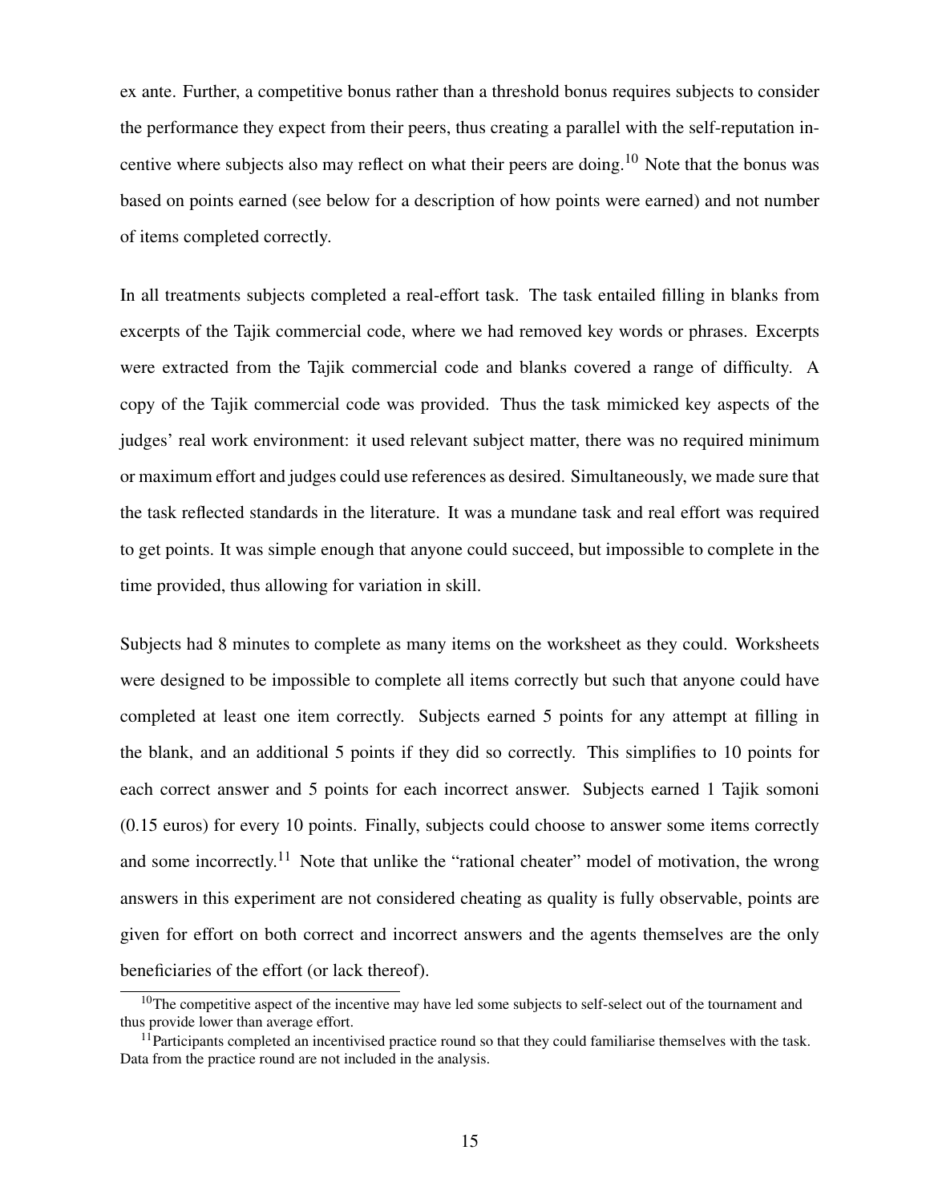ex ante. Further, a competitive bonus rather than a threshold bonus requires subjects to consider the performance they expect from their peers, thus creating a parallel with the self-reputation incentive where subjects also may reflect on what their peers are doing.[10] Note that the bonus was based on points earned (see below for a description of how points were earned) and not number of items completed correctly.

In all treatments subjects completed a real-effort task. The task entailed filling in blanks from excerpts of the Tajik commercial code, where we had removed key words or phrases. Excerpts were extracted from the Tajik commercial code and blanks covered a range of difficulty. A copy of the Tajik commercial code was provided. Thus the task mimicked key aspects of the judges' real work environment: it used relevant subject matter, there was no required minimum or maximum effort and judges could use references as desired. Simultaneously, we made sure that the task reflected standards in the literature. It was a mundane task and real effort was required to get points. It was simple enough that anyone could succeed, but impossible to complete in the time provided, thus allowing for variation in skill.

Subjects had 8 minutes to complete as many items on the worksheet as they could. Worksheets were designed to be impossible to complete all items correctly but such that anyone could have completed at least one item correctly. Subjects earned 5 points for any attempt at filling in the blank, and an additional 5 points if they did so correctly. This simplifies to 10 points for each correct answer and 5 points for each incorrect answer. Subjects earned 1 Tajik somoni (0.15 euros) for every 10 points. Finally, subjects could choose to answer some items correctly and some incorrectly.[11] Note that unlike the "rational cheater" model of motivation, the wrong answers in this experiment are not considered cheating as quality is fully observable, points are given for effort on both correct and incorrect answers and the agents themselves are the only beneficiaries of the effort (or lack thereof).

[10] The competitive aspect of the incentive may have led some subjects to self-select out of the tournament and thus provide lower than average effort.

[11] Participants completed an incentivised practice round so that they could familiarise themselves with the task. Data from the practice round are not included in the analysis.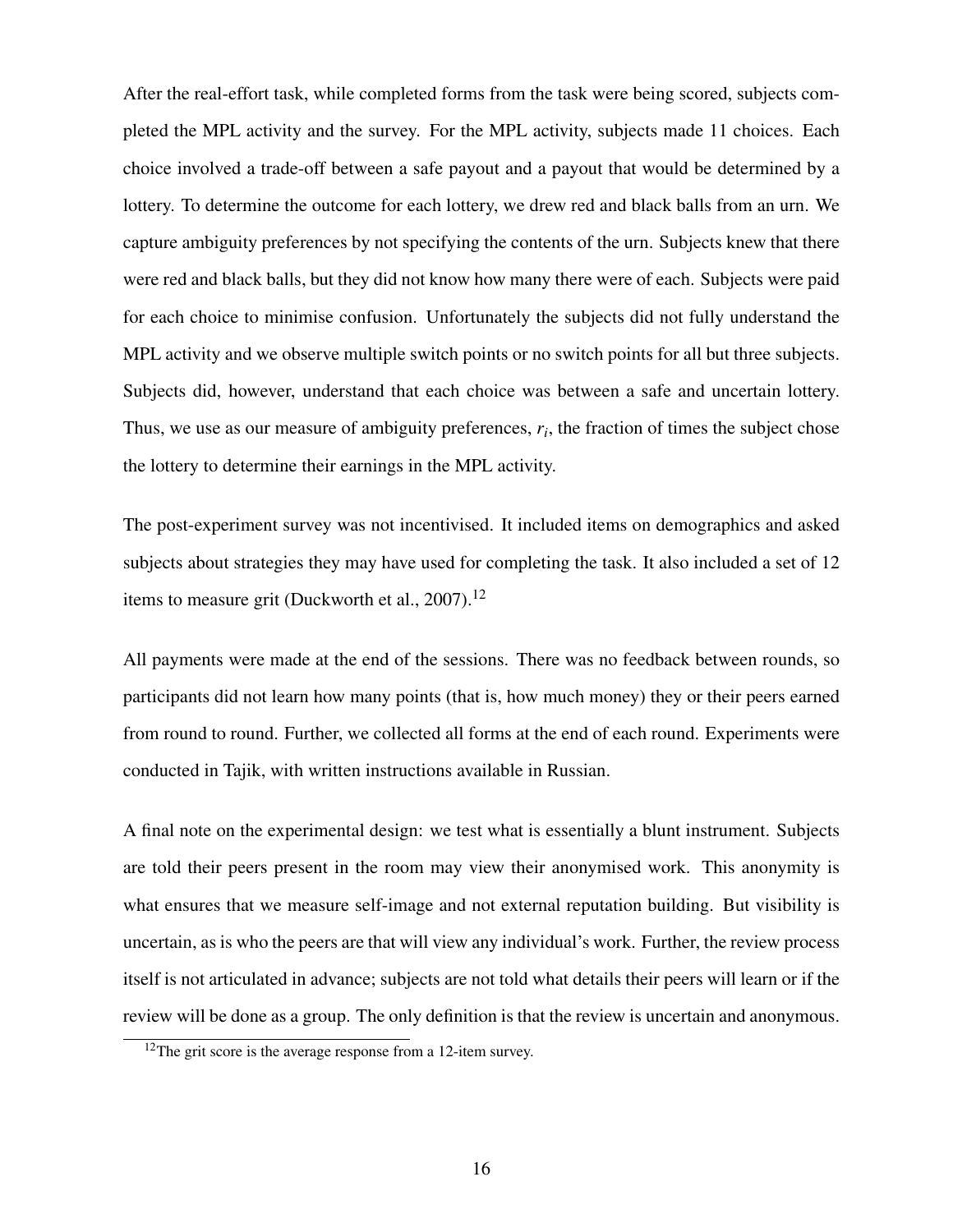After the real-effort task, while completed forms from the task were being scored, subjects completed the MPL activity and the survey. For the MPL activity, subjects made 11 choices. Each choice involved a trade-off between a safe payout and a payout that would be determined by a lottery. To determine the outcome for each lottery, we drew red and black balls from an urn. We capture ambiguity preferences by not specifying the contents of the urn. Subjects knew that there were red and black balls, but they did not know how many there were of each. Subjects were paid for each choice to minimise confusion. Unfortunately the subjects did not fully understand the MPL activity and we observe multiple switch points or no switch points for all but three subjects. Subjects did, however, understand that each choice was between a safe and uncertain lottery. Thus, we use as our measure of ambiguity preferences, $r_i$, the fraction of times the subject chose the lottery to determine their earnings in the MPL activity.

The post-experiment survey was not incentivised. It included items on demographics and asked subjects about strategies they may have used for completing the task. It also included a set of 12 items to measure grit (Duckworth et al., 2007).[12]

All payments were made at the end of the sessions. There was no feedback between rounds, so participants did not learn how many points (that is, how much money) they or their peers earned from round to round. Further, we collected all forms at the end of each round. Experiments were conducted in Tajik, with written instructions available in Russian.

A final note on the experimental design: we test what is essentially a blunt instrument. Subjects are told their peers present in the room may view their anonymised work. This anonymity is what ensures that we measure self-image and not external reputation building. But visibility is uncertain, as is who the peers are that will view any individual's work. Further, the review process itself is not articulated in advance; subjects are not told what details their peers will learn or if the review will be done as a group. The only definition is that the review is uncertain and anonymous.

[12]The grit score is the average response from a 12-item survey.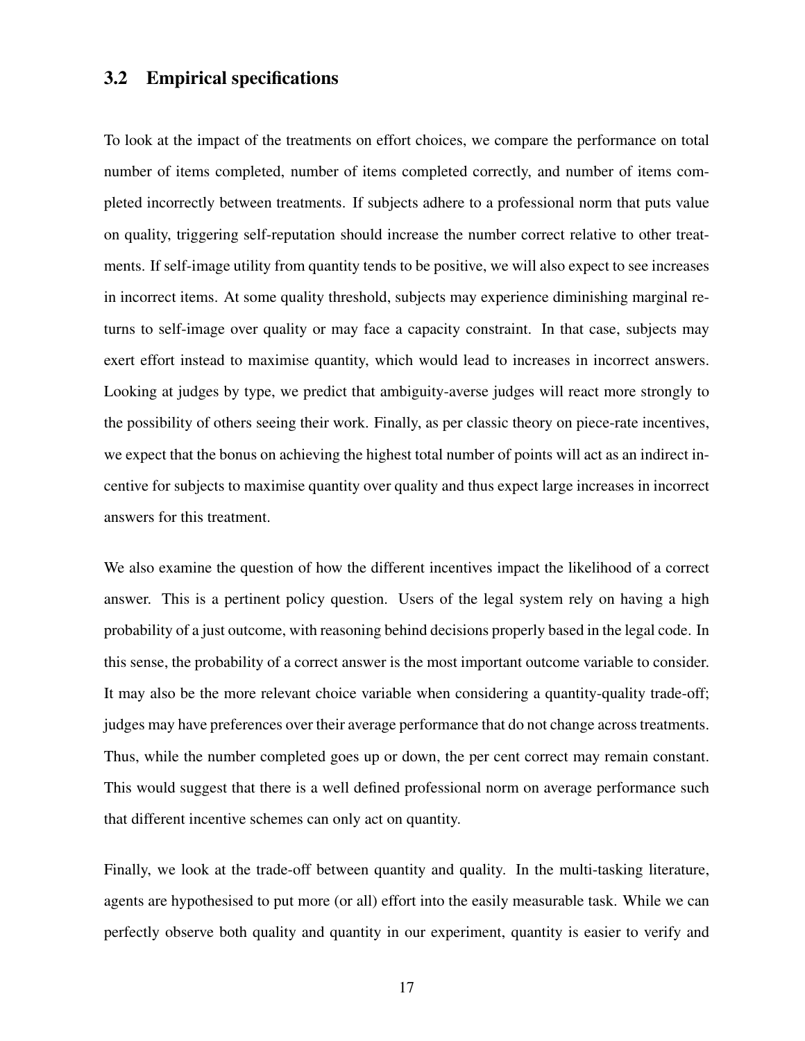## 3.2 Empirical specifications

To look at the impact of the treatments on effort choices, we compare the performance on total number of items completed, number of items completed correctly, and number of items completed incorrectly between treatments. If subjects adhere to a professional norm that puts value on quality, triggering self-reputation should increase the number correct relative to other treatments. If self-image utility from quantity tends to be positive, we will also expect to see increases in incorrect items. At some quality threshold, subjects may experience diminishing marginal returns to self-image over quality or may face a capacity constraint. In that case, subjects may exert effort instead to maximise quantity, which would lead to increases in incorrect answers. Looking at judges by type, we predict that ambiguity-averse judges will react more strongly to the possibility of others seeing their work. Finally, as per classic theory on piece-rate incentives, we expect that the bonus on achieving the highest total number of points will act as an indirect incentive for subjects to maximise quantity over quality and thus expect large increases in incorrect answers for this treatment.

We also examine the question of how the different incentives impact the likelihood of a correct answer. This is a pertinent policy question. Users of the legal system rely on having a high probability of a just outcome, with reasoning behind decisions properly based in the legal code. In this sense, the probability of a correct answer is the most important outcome variable to consider. It may also be the more relevant choice variable when considering a quantity-quality trade-off; judges may have preferences over their average performance that do not change across treatments. Thus, while the number completed goes up or down, the per cent correct may remain constant. This would suggest that there is a well defined professional norm on average performance such that different incentive schemes can only act on quantity.

Finally, we look at the trade-off between quantity and quality. In the multi-tasking literature, agents are hypothesised to put more (or all) effort into the easily measurable task. While we can perfectly observe both quality and quantity in our experiment, quantity is easier to verify and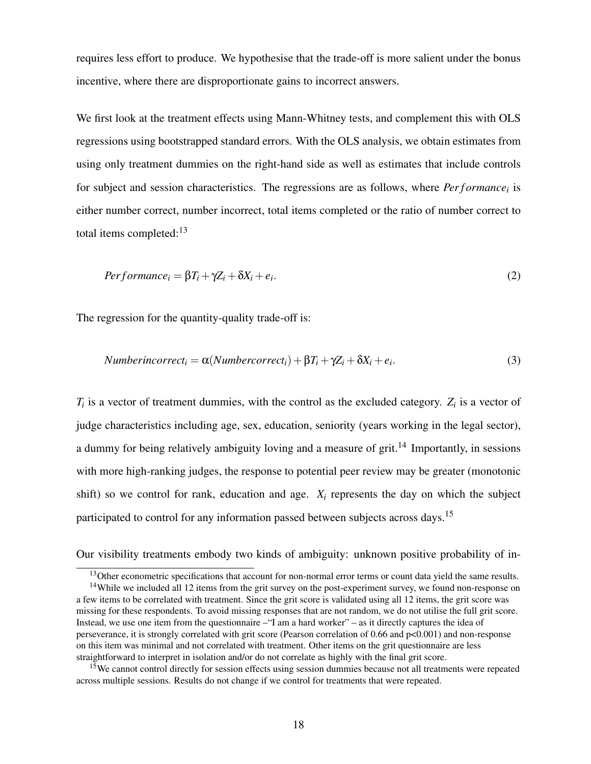requires less effort to produce. We hypothesise that the trade-off is more salient under the bonus incentive, where there are disproportionate gains to incorrect answers.

We first look at the treatment effects using Mann-Whitney tests, and complement this with OLS regressions using bootstrapped standard errors. With the OLS analysis, we obtain estimates from using only treatment dummies on the right-hand side as well as estimates that include controls for subject and session characteristics. The regressions are as follows, where $Performance_i$ is either number correct, number incorrect, total items completed or the ratio of number correct to total items completed:[13]

$$Performance_i = \beta T_i + \gamma Z_i + \delta X_i + e_i. \tag{2}$$

The regression for the quantity-quality trade-off is:

$$Numberincorrect_i = \alpha(Numbercorrect_i) + \beta T_i + \gamma Z_i + \delta X_i + e_i. \tag{3}$$

$T_i$ is a vector of treatment dummies, with the control as the excluded category. $Z_i$ is a vector of judge characteristics including age, sex, education, seniority (years working in the legal sector), a dummy for being relatively ambiguity loving and a measure of grit.[14] Importantly, in sessions with more high-ranking judges, the response to potential peer review may be greater (monotonic shift) so we control for rank, education and age. $X_i$ represents the day on which the subject participated to control for any information passed between subjects across days.[15]

Our visibility treatments embody two kinds of ambiguity: unknown positive probability of in-

[13] Other econometric specifications that account for non-normal error terms or count data yield the same results.

[14] While we included all 12 items from the grit survey on the post-experiment survey, we found non-response on a few items to be correlated with treatment. Since the grit score is validated using all 12 items, the grit score was missing for these respondents. To avoid missing responses that are not random, we do not utilise the full grit score. Instead, we use one item from the questionnaire –"I am a hard worker" – as it directly captures the idea of perseverance, it is strongly correlated with grit score (Pearson correlation of 0.66 and p<0.001) and non-response on this item was minimal and not correlated with treatment. Other items on the grit questionnaire are less straightforward to interpret in isolation and/or do not correlate as highly with the final grit score.

[15] We cannot control directly for session effects using session dummies because not all treatments were repeated across multiple sessions. Results do not change if we control for treatments that were repeated.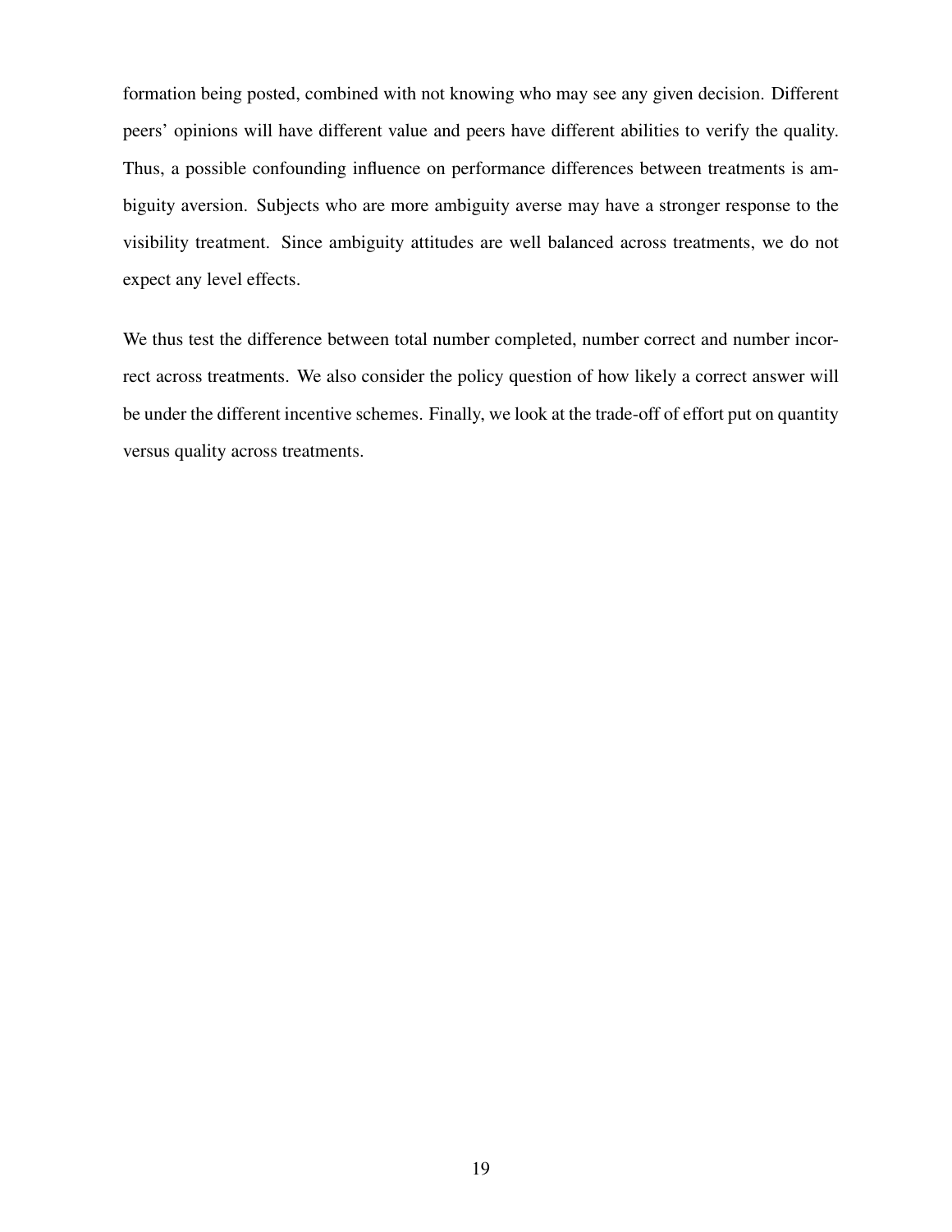formation being posted, combined with not knowing who may see any given decision. Different peers' opinions will have different value and peers have different abilities to verify the quality. Thus, a possible confounding influence on performance differences between treatments is ambiguity aversion. Subjects who are more ambiguity averse may have a stronger response to the visibility treatment. Since ambiguity attitudes are well balanced across treatments, we do not expect any level effects.

We thus test the difference between total number completed, number correct and number incorrect across treatments. We also consider the policy question of how likely a correct answer will be under the different incentive schemes. Finally, we look at the trade-off of effort put on quantity versus quality across treatments.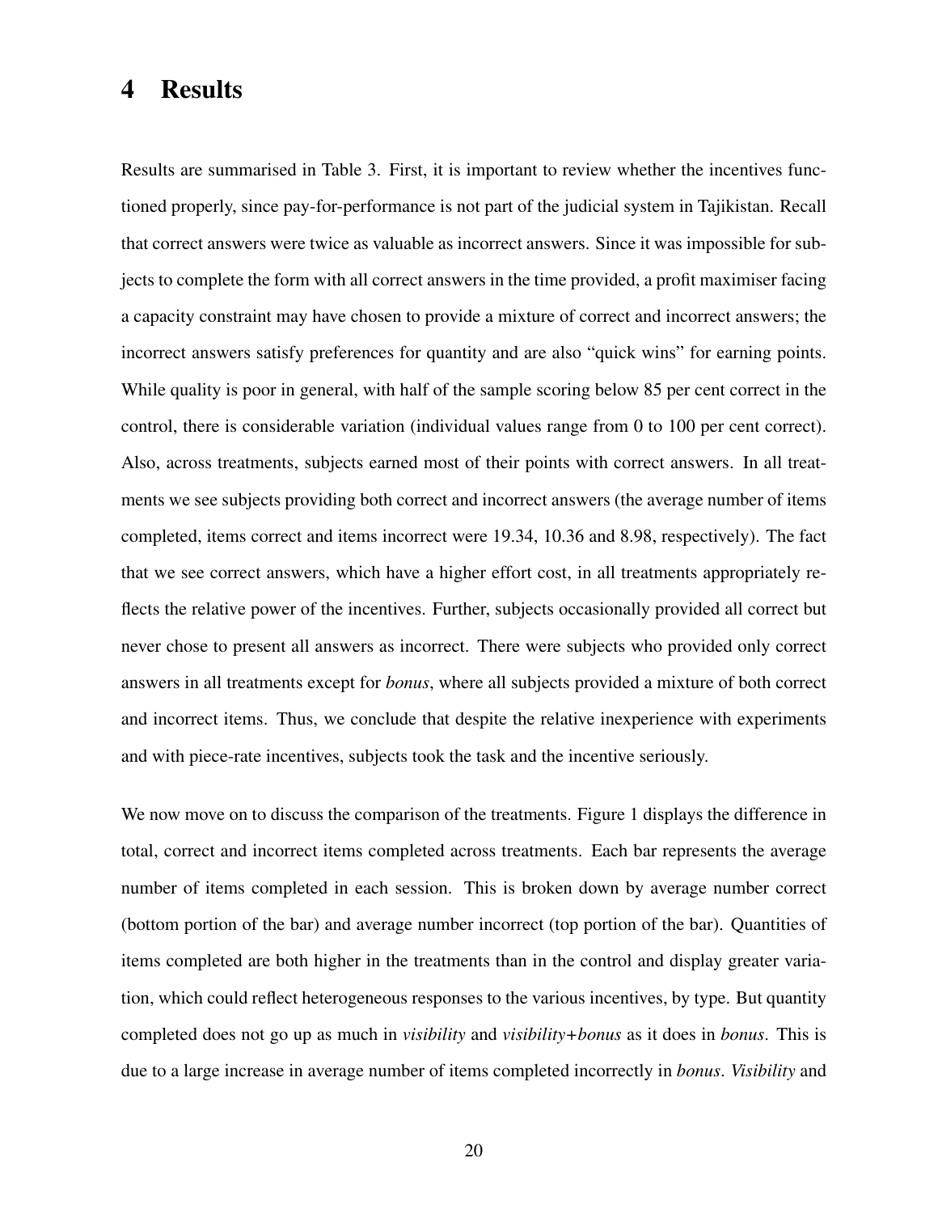# 4 Results

Results are summarised in Table 3. First, it is important to review whether the incentives functioned properly, since pay-for-performance is not part of the judicial system in Tajikistan. Recall that correct answers were twice as valuable as incorrect answers. Since it was impossible for subjects to complete the form with all correct answers in the time provided, a profit maximiser facing a capacity constraint may have chosen to provide a mixture of correct and incorrect answers; the incorrect answers satisfy preferences for quantity and are also "quick wins" for earning points. While quality is poor in general, with half of the sample scoring below 85 per cent correct in the control, there is considerable variation (individual values range from 0 to 100 per cent correct). Also, across treatments, subjects earned most of their points with correct answers. In all treatments we see subjects providing both correct and incorrect answers (the average number of items completed, items correct and items incorrect were 19.34, 10.36 and 8.98, respectively). The fact that we see correct answers, which have a higher effort cost, in all treatments appropriately reflects the relative power of the incentives. Further, subjects occasionally provided all correct but never chose to present all answers as incorrect. There were subjects who provided only correct answers in all treatments except for *bonus*, where all subjects provided a mixture of both correct and incorrect items. Thus, we conclude that despite the relative inexperience with experiments and with piece-rate incentives, subjects took the task and the incentive seriously.

We now move on to discuss the comparison of the treatments. Figure 1 displays the difference in total, correct and incorrect items completed across treatments. Each bar represents the average number of items completed in each session. This is broken down by average number correct (bottom portion of the bar) and average number incorrect (top portion of the bar). Quantities of items completed are both higher in the treatments than in the control and display greater variation, which could reflect heterogeneous responses to the various incentives, by type. But quantity completed does not go up as much in *visibility* and *visibility+bonus* as it does in *bonus*. This is due to a large increase in average number of items completed incorrectly in *bonus*. *Visibility* and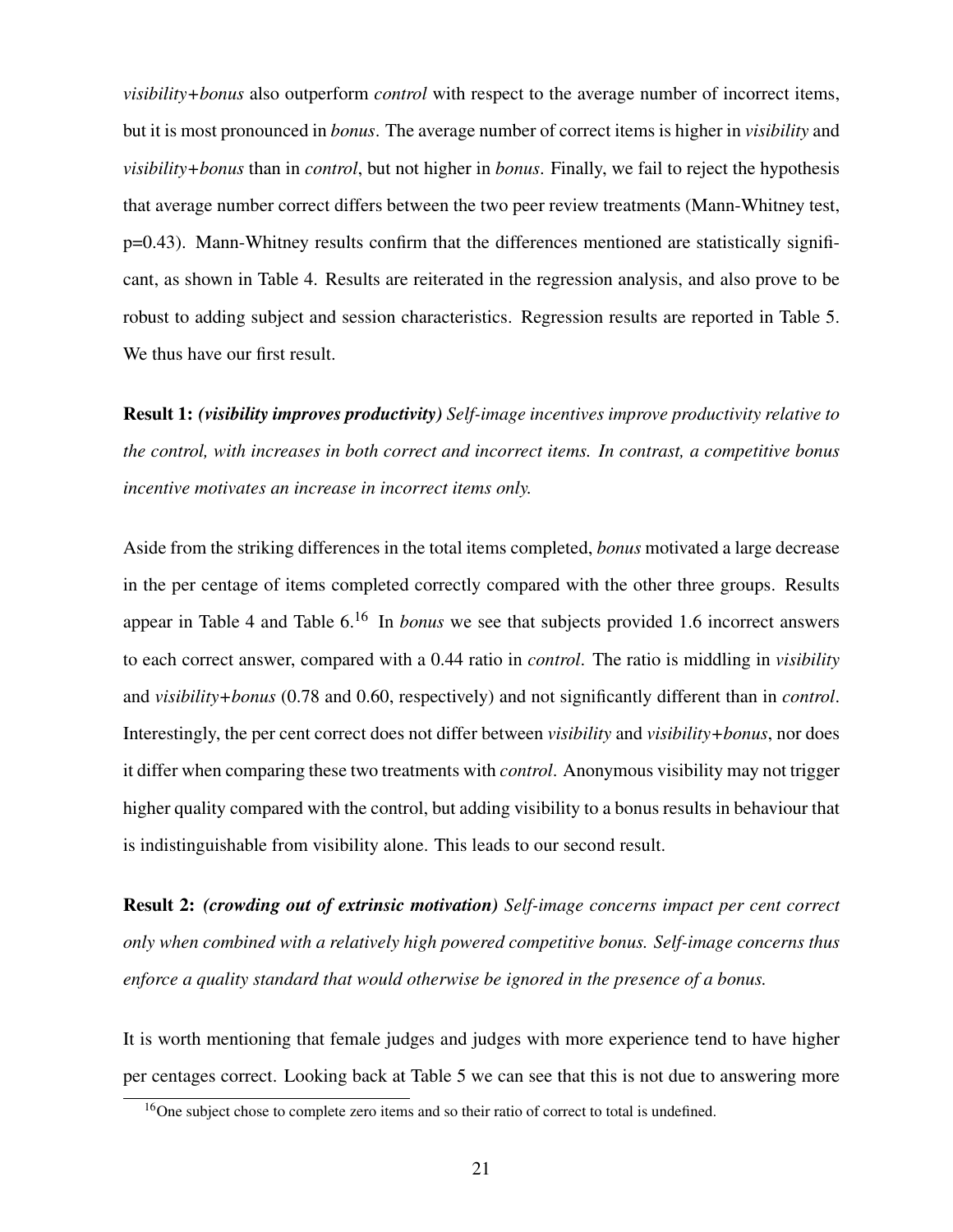*visibility+bonus* also outperform *control* with respect to the average number of incorrect items, but it is most pronounced in *bonus*. The average number of correct items is higher in *visibility* and *visibility+bonus* than in *control*, but not higher in *bonus*. Finally, we fail to reject the hypothesis that average number correct differs between the two peer review treatments (Mann-Whitney test, p=0.43). Mann-Whitney results confirm that the differences mentioned are statistically significant, as shown in Table 4. Results are reiterated in the regression analysis, and also prove to be robust to adding subject and session characteristics. Regression results are reported in Table 5. We thus have our first result.

**Result 1:** ***(visibility improves productivity)*** *Self-image incentives improve productivity relative to the control, with increases in both correct and incorrect items. In contrast, a competitive bonus incentive motivates an increase in incorrect items only.*

Aside from the striking differences in the total items completed, *bonus* motivated a large decrease in the per centage of items completed correctly compared with the other three groups. Results appear in Table 4 and Table 6.[16] In *bonus* we see that subjects provided 1.6 incorrect answers to each correct answer, compared with a 0.44 ratio in *control*. The ratio is middling in *visibility* and *visibility+bonus* (0.78 and 0.60, respectively) and not significantly different than in *control*. Interestingly, the per cent correct does not differ between *visibility* and *visibility+bonus*, nor does it differ when comparing these two treatments with *control*. Anonymous visibility may not trigger higher quality compared with the control, but adding visibility to a bonus results in behaviour that is indistinguishable from visibility alone. This leads to our second result.

**Result 2:** ***(crowding out of extrinsic motivation)*** *Self-image concerns impact per cent correct only when combined with a relatively high powered competitive bonus. Self-image concerns thus enforce a quality standard that would otherwise be ignored in the presence of a bonus.*

It is worth mentioning that female judges and judges with more experience tend to have higher per centages correct. Looking back at Table 5 we can see that this is not due to answering more

[16] One subject chose to complete zero items and so their ratio of correct to total is undefined.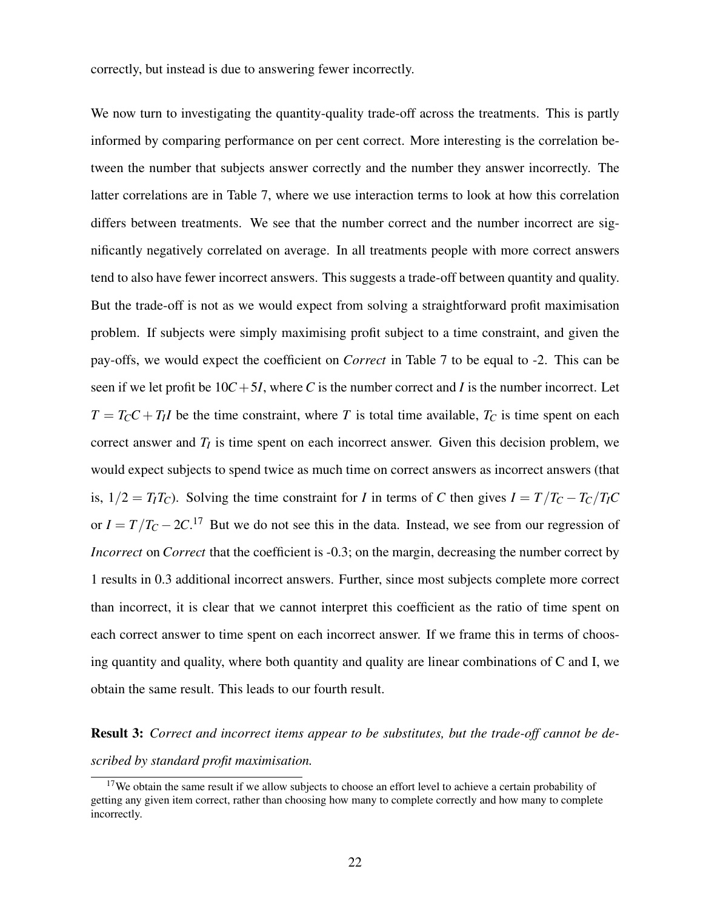correctly, but instead is due to answering fewer incorrectly.

We now turn to investigating the quantity-quality trade-off across the treatments. This is partly informed by comparing performance on per cent correct. More interesting is the correlation between the number that subjects answer correctly and the number they answer incorrectly. The latter correlations are in Table 7, where we use interaction terms to look at how this correlation differs between treatments. We see that the number correct and the number incorrect are significantly negatively correlated on average. In all treatments people with more correct answers tend to also have fewer incorrect answers. This suggests a trade-off between quantity and quality. But the trade-off is not as we would expect from solving a straightforward profit maximisation problem. If subjects were simply maximising profit subject to a time constraint, and given the pay-offs, we would expect the coefficient on *Correct* in Table 7 to be equal to -2. This can be seen if we let profit be $10C+5I$, where $C$ is the number correct and $I$ is the number incorrect. Let $T = T_C C + T_I I$ be the time constraint, where $T$ is total time available, $T_C$ is time spent on each correct answer and $T_I$ is time spent on each incorrect answer. Given this decision problem, we would expect subjects to spend twice as much time on correct answers as incorrect answers (that is, $1/2 = T_I T_C$). Solving the time constraint for $I$ in terms of $C$ then gives $I = T/T_C - T_C/T_I C$ or $I = T/T_C - 2C$.[17] But we do not see this in the data. Instead, we see from our regression of *Incorrect* on *Correct* that the coefficient is -0.3; on the margin, decreasing the number correct by 1 results in 0.3 additional incorrect answers. Further, since most subjects complete more correct than incorrect, it is clear that we cannot interpret this coefficient as the ratio of time spent on each correct answer to time spent on each incorrect answer. If we frame this in terms of choosing quantity and quality, where both quantity and quality are linear combinations of C and I, we obtain the same result. This leads to our fourth result.

**Result 3:** *Correct and incorrect items appear to be substitutes, but the trade-off cannot be described by standard profit maximisation.*

[17] We obtain the same result if we allow subjects to choose an effort level to achieve a certain probability of getting any given item correct, rather than choosing how many to complete correctly and how many to complete incorrectly.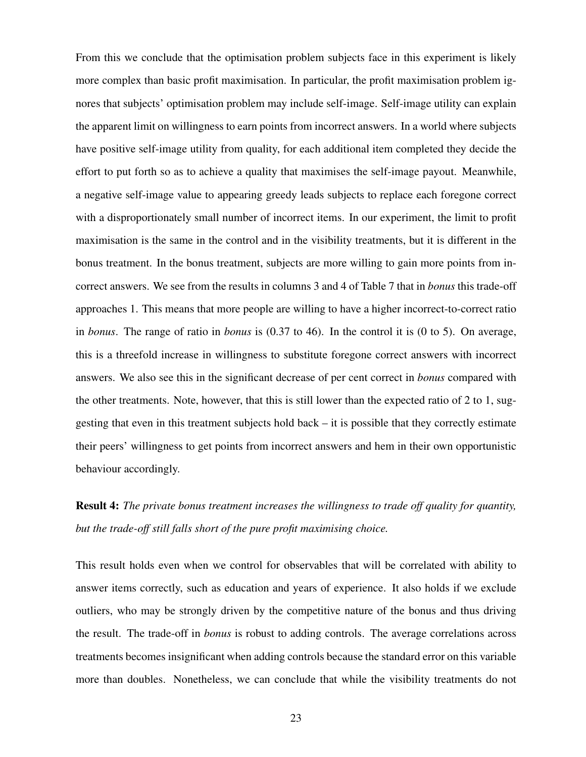From this we conclude that the optimisation problem subjects face in this experiment is likely more complex than basic profit maximisation. In particular, the profit maximisation problem ignores that subjects' optimisation problem may include self-image. Self-image utility can explain the apparent limit on willingness to earn points from incorrect answers. In a world where subjects have positive self-image utility from quality, for each additional item completed they decide the effort to put forth so as to achieve a quality that maximises the self-image payout. Meanwhile, a negative self-image value to appearing greedy leads subjects to replace each foregone correct with a disproportionately small number of incorrect items. In our experiment, the limit to profit maximisation is the same in the control and in the visibility treatments, but it is different in the bonus treatment. In the bonus treatment, subjects are more willing to gain more points from incorrect answers. We see from the results in columns 3 and 4 of Table 7 that in *bonus* this trade-off approaches 1. This means that more people are willing to have a higher incorrect-to-correct ratio in *bonus*. The range of ratio in *bonus* is (0.37 to 46). In the control it is (0 to 5). On average, this is a threefold increase in willingness to substitute foregone correct answers with incorrect answers. We also see this in the significant decrease of per cent correct in *bonus* compared with the other treatments. Note, however, that this is still lower than the expected ratio of 2 to 1, suggesting that even in this treatment subjects hold back – it is possible that they correctly estimate their peers' willingness to get points from incorrect answers and hem in their own opportunistic behaviour accordingly.

**Result 4:** *The private bonus treatment increases the willingness to trade off quality for quantity, but the trade-off still falls short of the pure profit maximising choice.*

This result holds even when we control for observables that will be correlated with ability to answer items correctly, such as education and years of experience. It also holds if we exclude outliers, who may be strongly driven by the competitive nature of the bonus and thus driving the result. The trade-off in *bonus* is robust to adding controls. The average correlations across treatments becomes insignificant when adding controls because the standard error on this variable more than doubles. Nonetheless, we can conclude that while the visibility treatments do not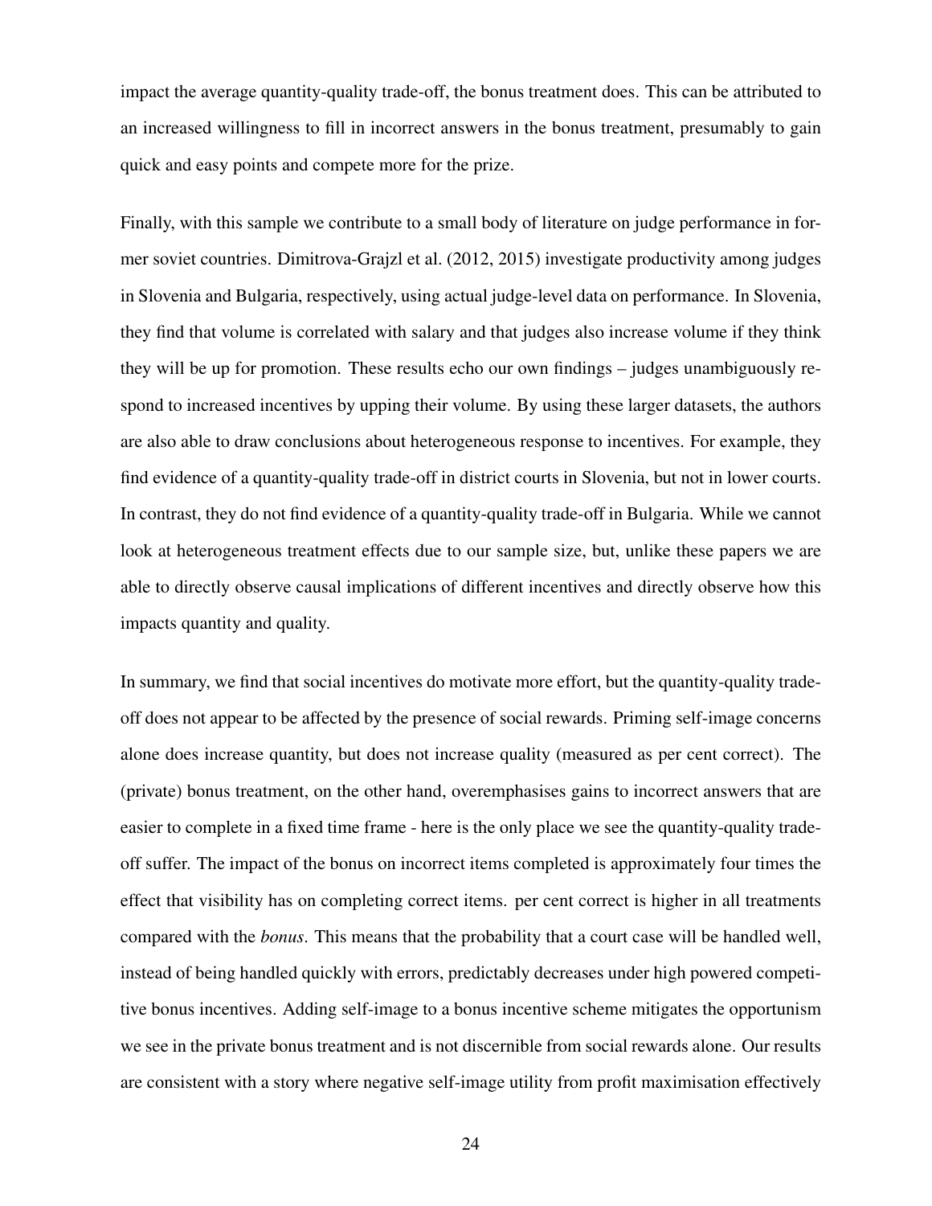impact the average quantity-quality trade-off, the bonus treatment does. This can be attributed to an increased willingness to fill in incorrect answers in the bonus treatment, presumably to gain quick and easy points and compete more for the prize.

Finally, with this sample we contribute to a small body of literature on judge performance in former soviet countries. Dimitrova-Grajzl et al. (2012, 2015) investigate productivity among judges in Slovenia and Bulgaria, respectively, using actual judge-level data on performance. In Slovenia, they find that volume is correlated with salary and that judges also increase volume if they think they will be up for promotion. These results echo our own findings – judges unambiguously respond to increased incentives by upping their volume. By using these larger datasets, the authors are also able to draw conclusions about heterogeneous response to incentives. For example, they find evidence of a quantity-quality trade-off in district courts in Slovenia, but not in lower courts. In contrast, they do not find evidence of a quantity-quality trade-off in Bulgaria. While we cannot look at heterogeneous treatment effects due to our sample size, but, unlike these papers we are able to directly observe causal implications of different incentives and directly observe how this impacts quantity and quality.

In summary, we find that social incentives do motivate more effort, but the quantity-quality trade-off does not appear to be affected by the presence of social rewards. Priming self-image concerns alone does increase quantity, but does not increase quality (measured as per cent correct). The (private) bonus treatment, on the other hand, overemphasises gains to incorrect answers that are easier to complete in a fixed time frame - here is the only place we see the quantity-quality trade-off suffer. The impact of the bonus on incorrect items completed is approximately four times the effect that visibility has on completing correct items. per cent correct is higher in all treatments compared with the *bonus*. This means that the probability that a court case will be handled well, instead of being handled quickly with errors, predictably decreases under high powered competitive bonus incentives. Adding self-image to a bonus incentive scheme mitigates the opportunism we see in the private bonus treatment and is not discernible from social rewards alone. Our results are consistent with a story where negative self-image utility from profit maximisation effectively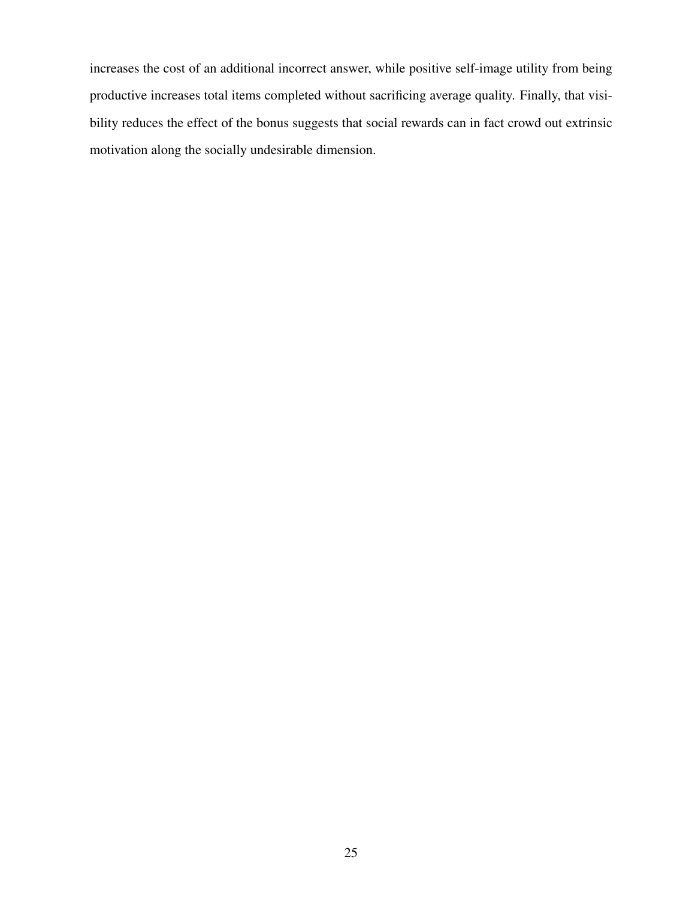increases the cost of an additional incorrect answer, while positive self-image utility from being productive increases total items completed without sacrificing average quality. Finally, that visibility reduces the effect of the bonus suggests that social rewards can in fact crowd out extrinsic motivation along the socially undesirable dimension.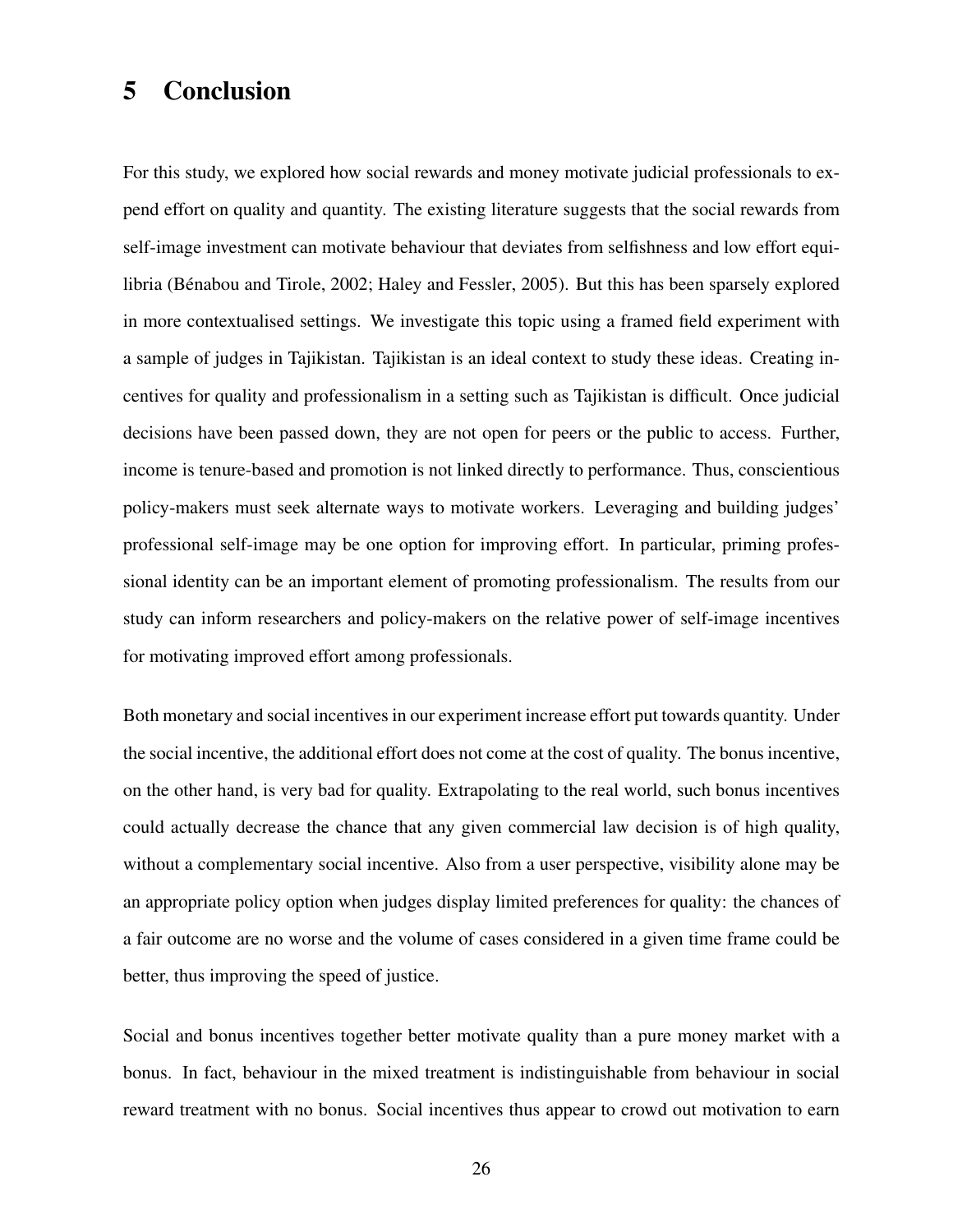# 5 Conclusion

For this study, we explored how social rewards and money motivate judicial professionals to expend effort on quality and quantity. The existing literature suggests that the social rewards from self-image investment can motivate behaviour that deviates from selfishness and low effort equilibria (Bénabou and Tirole, 2002; Haley and Fessler, 2005). But this has been sparsely explored in more contextualised settings. We investigate this topic using a framed field experiment with a sample of judges in Tajikistan. Tajikistan is an ideal context to study these ideas. Creating incentives for quality and professionalism in a setting such as Tajikistan is difficult. Once judicial decisions have been passed down, they are not open for peers or the public to access. Further, income is tenure-based and promotion is not linked directly to performance. Thus, conscientious policy-makers must seek alternate ways to motivate workers. Leveraging and building judges' professional self-image may be one option for improving effort. In particular, priming professional identity can be an important element of promoting professionalism. The results from our study can inform researchers and policy-makers on the relative power of self-image incentives for motivating improved effort among professionals.

Both monetary and social incentives in our experiment increase effort put towards quantity. Under the social incentive, the additional effort does not come at the cost of quality. The bonus incentive, on the other hand, is very bad for quality. Extrapolating to the real world, such bonus incentives could actually decrease the chance that any given commercial law decision is of high quality, without a complementary social incentive. Also from a user perspective, visibility alone may be an appropriate policy option when judges display limited preferences for quality: the chances of a fair outcome are no worse and the volume of cases considered in a given time frame could be better, thus improving the speed of justice.

Social and bonus incentives together better motivate quality than a pure money market with a bonus. In fact, behaviour in the mixed treatment is indistinguishable from behaviour in social reward treatment with no bonus. Social incentives thus appear to crowd out motivation to earn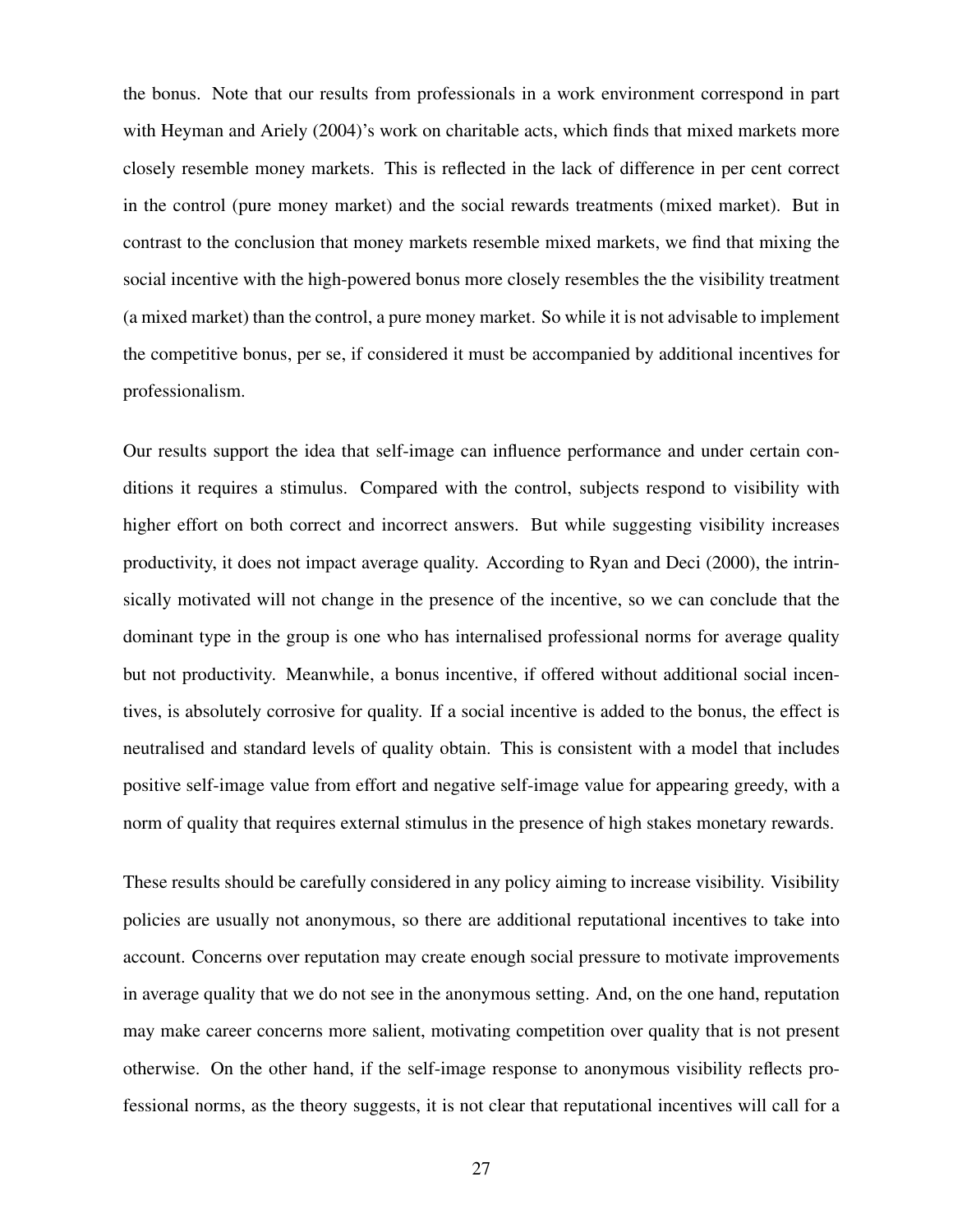the bonus. Note that our results from professionals in a work environment correspond in part with Heyman and Ariely (2004)'s work on charitable acts, which finds that mixed markets more closely resemble money markets. This is reflected in the lack of difference in per cent correct in the control (pure money market) and the social rewards treatments (mixed market). But in contrast to the conclusion that money markets resemble mixed markets, we find that mixing the social incentive with the high-powered bonus more closely resembles the the visibility treatment (a mixed market) than the control, a pure money market. So while it is not advisable to implement the competitive bonus, per se, if considered it must be accompanied by additional incentives for professionalism.

Our results support the idea that self-image can influence performance and under certain conditions it requires a stimulus. Compared with the control, subjects respond to visibility with higher effort on both correct and incorrect answers. But while suggesting visibility increases productivity, it does not impact average quality. According to Ryan and Deci (2000), the intrinsically motivated will not change in the presence of the incentive, so we can conclude that the dominant type in the group is one who has internalised professional norms for average quality but not productivity. Meanwhile, a bonus incentive, if offered without additional social incentives, is absolutely corrosive for quality. If a social incentive is added to the bonus, the effect is neutralised and standard levels of quality obtain. This is consistent with a model that includes positive self-image value from effort and negative self-image value for appearing greedy, with a norm of quality that requires external stimulus in the presence of high stakes monetary rewards.

These results should be carefully considered in any policy aiming to increase visibility. Visibility policies are usually not anonymous, so there are additional reputational incentives to take into account. Concerns over reputation may create enough social pressure to motivate improvements in average quality that we do not see in the anonymous setting. And, on the one hand, reputation may make career concerns more salient, motivating competition over quality that is not present otherwise. On the other hand, if the self-image response to anonymous visibility reflects professional norms, as the theory suggests, it is not clear that reputational incentives will call for a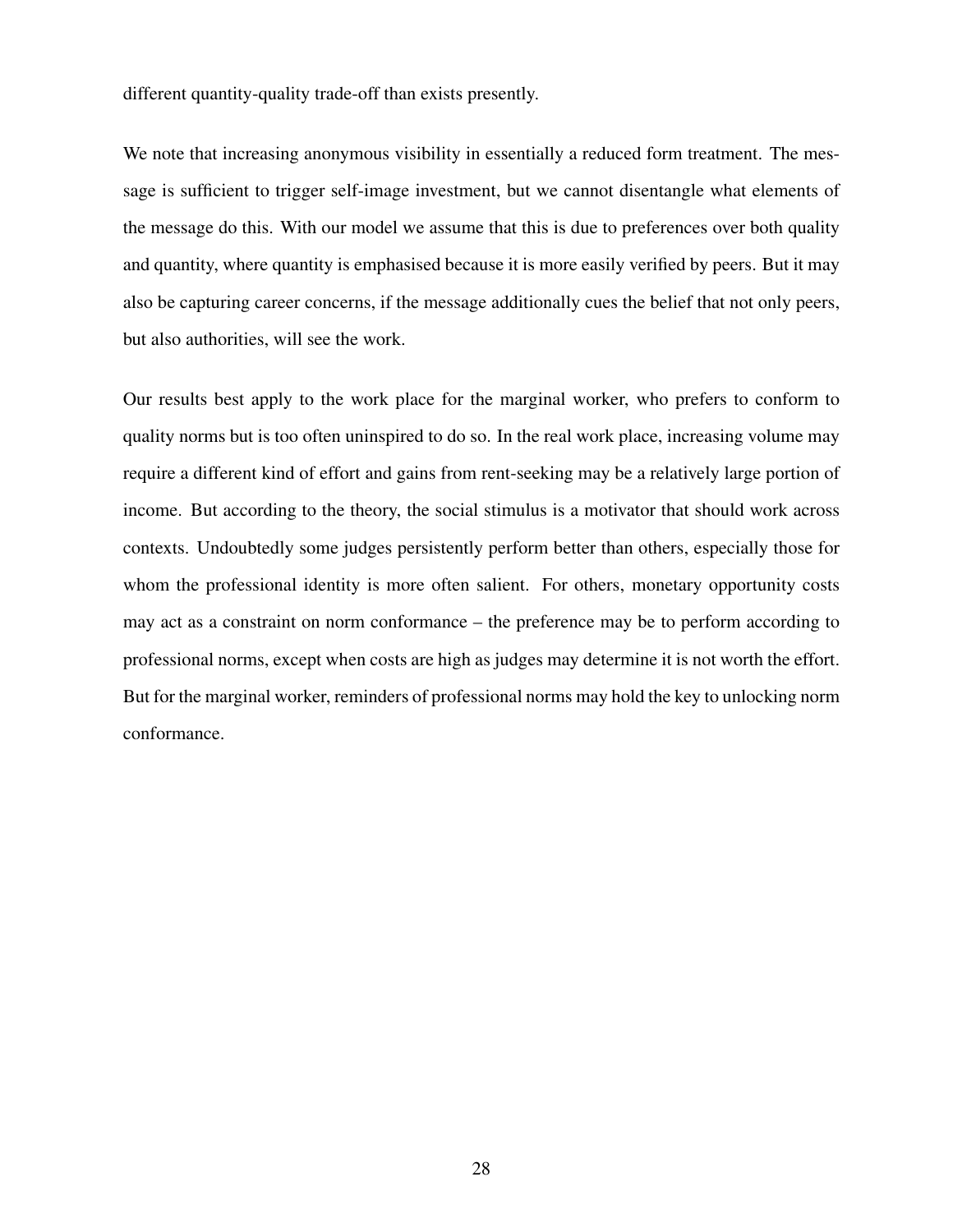different quantity-quality trade-off than exists presently.

We note that increasing anonymous visibility in essentially a reduced form treatment. The message is sufficient to trigger self-image investment, but we cannot disentangle what elements of the message do this. With our model we assume that this is due to preferences over both quality and quantity, where quantity is emphasised because it is more easily verified by peers. But it may also be capturing career concerns, if the message additionally cues the belief that not only peers, but also authorities, will see the work.

Our results best apply to the work place for the marginal worker, who prefers to conform to quality norms but is too often uninspired to do so. In the real work place, increasing volume may require a different kind of effort and gains from rent-seeking may be a relatively large portion of income. But according to the theory, the social stimulus is a motivator that should work across contexts. Undoubtedly some judges persistently perform better than others, especially those for whom the professional identity is more often salient. For others, monetary opportunity costs may act as a constraint on norm conformance – the preference may be to perform according to professional norms, except when costs are high as judges may determine it is not worth the effort. But for the marginal worker, reminders of professional norms may hold the key to unlocking norm conformance.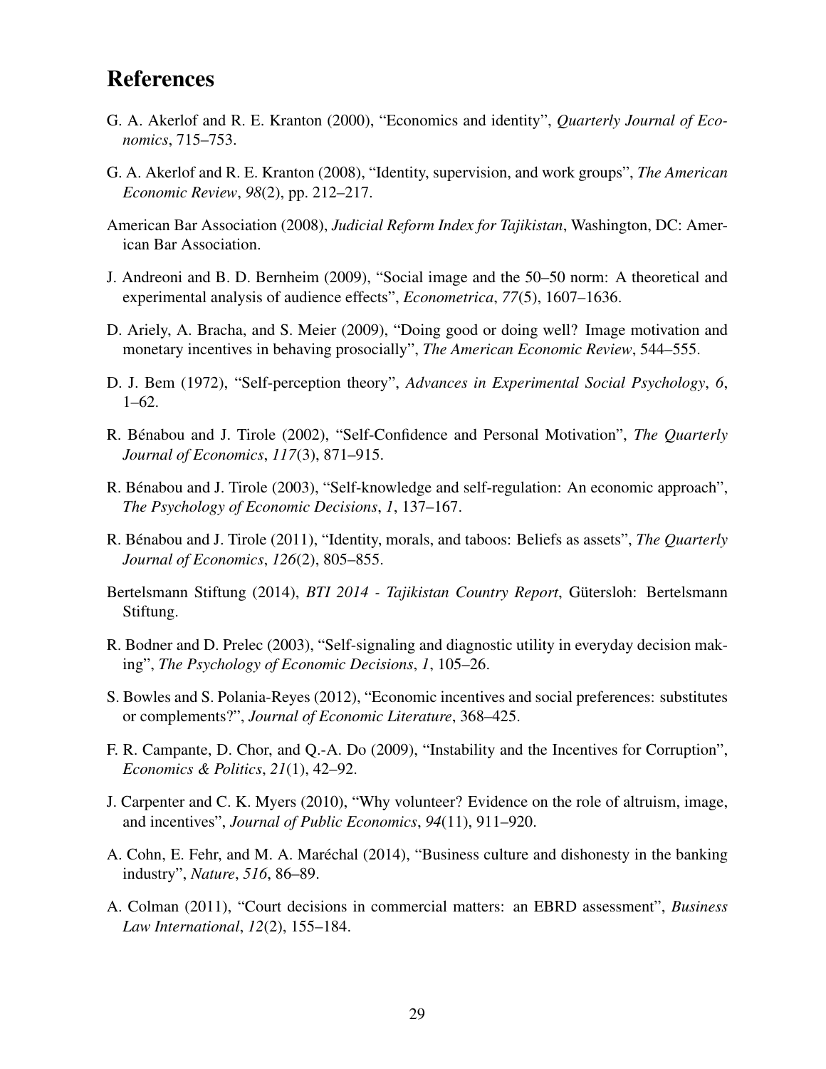# References

G. A. Akerlof and R. E. Kranton (2000), "Economics and identity", *Quarterly Journal of Economics*, 715–753.

G. A. Akerlof and R. E. Kranton (2008), "Identity, supervision, and work groups", *The American Economic Review*, *98*(2), pp. 212–217.

American Bar Association (2008), *Judicial Reform Index for Tajikistan*, Washington, DC: American Bar Association.

J. Andreoni and B. D. Bernheim (2009), "Social image and the 50–50 norm: A theoretical and experimental analysis of audience effects", *Econometrica*, *77*(5), 1607–1636.

D. Ariely, A. Bracha, and S. Meier (2009), "Doing good or doing well? Image motivation and monetary incentives in behaving prosocially", *The American Economic Review*, 544–555.

D. J. Bem (1972), "Self-perception theory", *Advances in Experimental Social Psychology*, *6*, 1–62.

R. Bénabou and J. Tirole (2002), "Self-Confidence and Personal Motivation", *The Quarterly Journal of Economics*, *117*(3), 871–915.

R. Bénabou and J. Tirole (2003), "Self-knowledge and self-regulation: An economic approach", *The Psychology of Economic Decisions*, *1*, 137–167.

R. Bénabou and J. Tirole (2011), "Identity, morals, and taboos: Beliefs as assets", *The Quarterly Journal of Economics*, *126*(2), 805–855.

Bertelsmann Stiftung (2014), *BTI 2014 - Tajikistan Country Report*, Gütersloh: Bertelsmann Stiftung.

R. Bodner and D. Prelec (2003), "Self-signaling and diagnostic utility in everyday decision making", *The Psychology of Economic Decisions*, *1*, 105–26.

S. Bowles and S. Polania-Reyes (2012), "Economic incentives and social preferences: substitutes or complements?", *Journal of Economic Literature*, 368–425.

F. R. Campante, D. Chor, and Q.-A. Do (2009), "Instability and the Incentives for Corruption", *Economics & Politics*, *21*(1), 42–92.

J. Carpenter and C. K. Myers (2010), "Why volunteer? Evidence on the role of altruism, image, and incentives", *Journal of Public Economics*, *94*(11), 911–920.

A. Cohn, E. Fehr, and M. A. Maréchal (2014), "Business culture and dishonesty in the banking industry", *Nature*, *516*, 86–89.

A. Colman (2011), "Court decisions in commercial matters: an EBRD assessment", *Business Law International*, *12*(2), 155–184.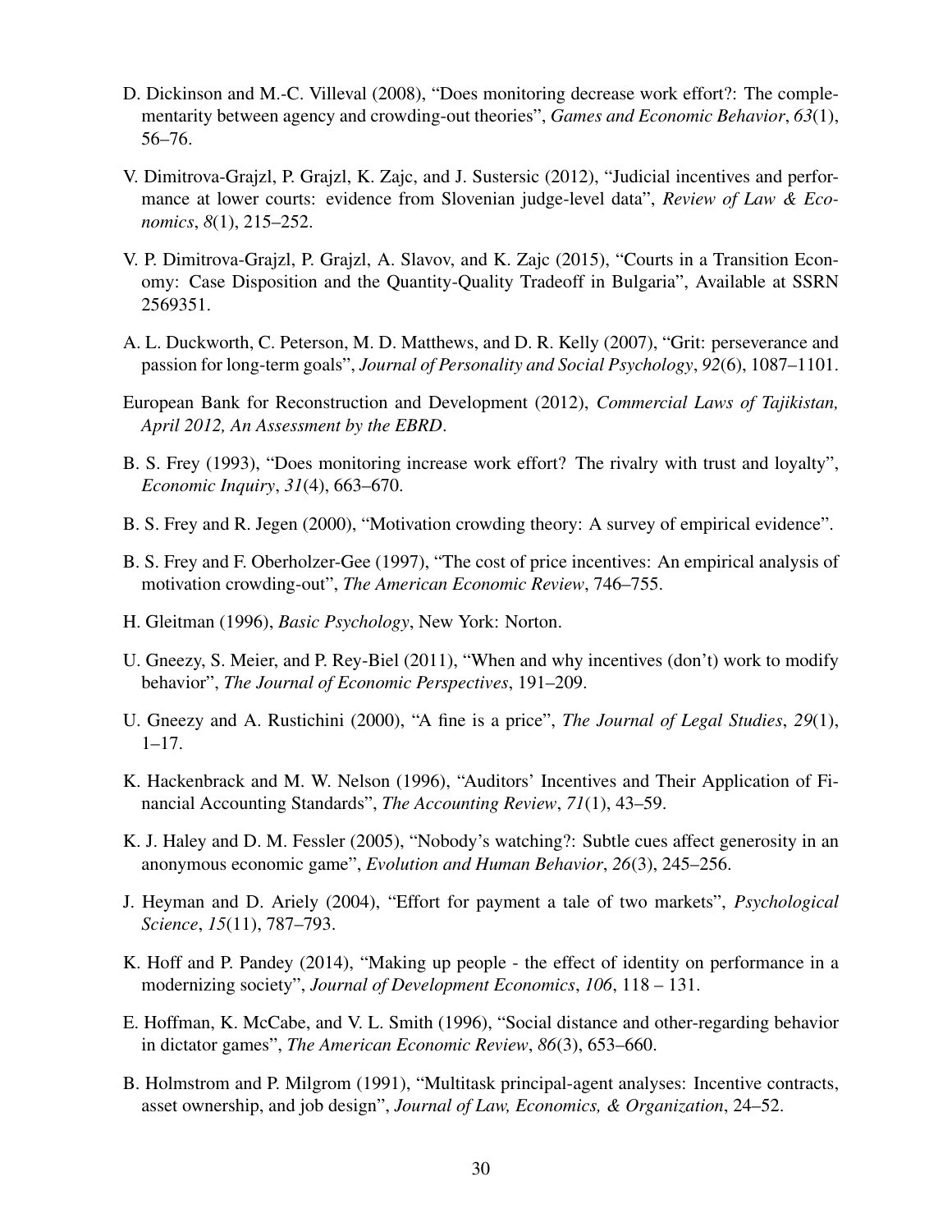D. Dickinson and M.-C. Villeval (2008), "Does monitoring decrease work effort?: The complementarity between agency and crowding-out theories", *Games and Economic Behavior*, *63*(1), 56–76.

V. Dimitrova-Grajzl, P. Grajzl, K. Zajc, and J. Sustersic (2012), "Judicial incentives and performance at lower courts: evidence from Slovenian judge-level data", *Review of Law & Economics*, *8*(1), 215–252.

V. P. Dimitrova-Grajzl, P. Grajzl, A. Slavov, and K. Zajc (2015), "Courts in a Transition Economy: Case Disposition and the Quantity-Quality Tradeoff in Bulgaria", Available at SSRN 2569351.

A. L. Duckworth, C. Peterson, M. D. Matthews, and D. R. Kelly (2007), "Grit: perseverance and passion for long-term goals", *Journal of Personality and Social Psychology*, *92*(6), 1087–1101.

European Bank for Reconstruction and Development (2012), *Commercial Laws of Tajikistan, April 2012, An Assessment by the EBRD*.

B. S. Frey (1993), "Does monitoring increase work effort? The rivalry with trust and loyalty", *Economic Inquiry*, *31*(4), 663–670.

B. S. Frey and R. Jegen (2000), "Motivation crowding theory: A survey of empirical evidence".

B. S. Frey and F. Oberholzer-Gee (1997), "The cost of price incentives: An empirical analysis of motivation crowding-out", *The American Economic Review*, 746–755.

H. Gleitman (1996), *Basic Psychology*, New York: Norton.

U. Gneezy, S. Meier, and P. Rey-Biel (2011), "When and why incentives (don't) work to modify behavior", *The Journal of Economic Perspectives*, 191–209.

U. Gneezy and A. Rustichini (2000), "A fine is a price", *The Journal of Legal Studies*, *29*(1), 1–17.

K. Hackenbrack and M. W. Nelson (1996), "Auditors' Incentives and Their Application of Financial Accounting Standards", *The Accounting Review*, *71*(1), 43–59.

K. J. Haley and D. M. Fessler (2005), "Nobody's watching?: Subtle cues affect generosity in an anonymous economic game", *Evolution and Human Behavior*, *26*(3), 245–256.

J. Heyman and D. Ariely (2004), "Effort for payment a tale of two markets", *Psychological Science*, *15*(11), 787–793.

K. Hoff and P. Pandey (2014), "Making up people - the effect of identity on performance in a modernizing society", *Journal of Development Economics*, *106*, 118 – 131.

E. Hoffman, K. McCabe, and V. L. Smith (1996), "Social distance and other-regarding behavior in dictator games", *The American Economic Review*, *86*(3), 653–660.

B. Holmstrom and P. Milgrom (1991), "Multitask principal-agent analyses: Incentive contracts, asset ownership, and job design", *Journal of Law, Economics, & Organization*, 24–52.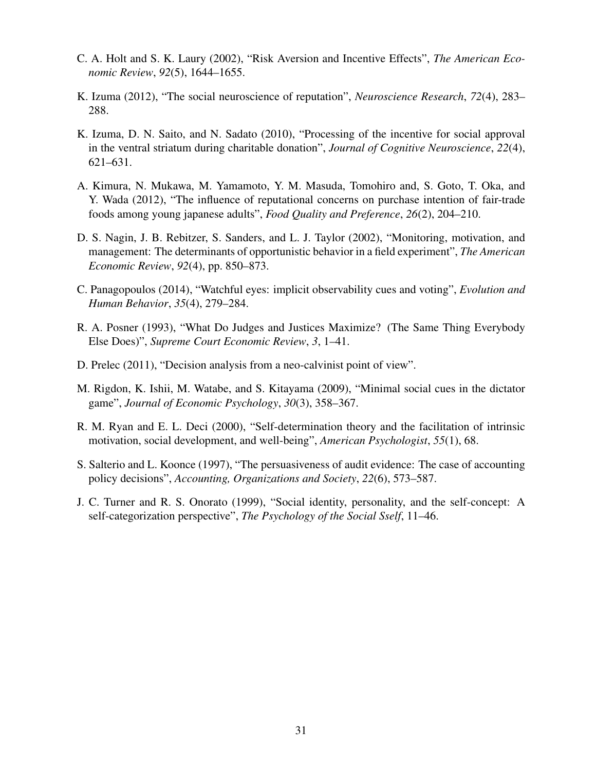C. A. Holt and S. K. Laury (2002), "Risk Aversion and Incentive Effects", *The American Economic Review*, *92*(5), 1644–1655.

K. Izuma (2012), "The social neuroscience of reputation", *Neuroscience Research*, *72*(4), 283–288.

K. Izuma, D. N. Saito, and N. Sadato (2010), "Processing of the incentive for social approval in the ventral striatum during charitable donation", *Journal of Cognitive Neuroscience*, *22*(4), 621–631.

A. Kimura, N. Mukawa, M. Yamamoto, Y. M. Masuda, Tomohiro and, S. Goto, T. Oka, and Y. Wada (2012), "The influence of reputational concerns on purchase intention of fair-trade foods among young japanese adults", *Food Quality and Preference*, *26*(2), 204–210.

D. S. Nagin, J. B. Rebitzer, S. Sanders, and L. J. Taylor (2002), "Monitoring, motivation, and management: The determinants of opportunistic behavior in a field experiment", *The American Economic Review*, *92*(4), pp. 850–873.

C. Panagopoulos (2014), "Watchful eyes: implicit observability cues and voting", *Evolution and Human Behavior*, *35*(4), 279–284.

R. A. Posner (1993), "What Do Judges and Justices Maximize? (The Same Thing Everybody Else Does)", *Supreme Court Economic Review*, *3*, 1–41.

D. Prelec (2011), "Decision analysis from a neo-calvinist point of view".

M. Rigdon, K. Ishii, M. Watabe, and S. Kitayama (2009), "Minimal social cues in the dictator game", *Journal of Economic Psychology*, *30*(3), 358–367.

R. M. Ryan and E. L. Deci (2000), "Self-determination theory and the facilitation of intrinsic motivation, social development, and well-being", *American Psychologist*, *55*(1), 68.

S. Salterio and L. Koonce (1997), "The persuasiveness of audit evidence: The case of accounting policy decisions", *Accounting, Organizations and Society*, *22*(6), 573–587.

J. C. Turner and R. S. Onorato (1999), "Social identity, personality, and the self-concept: A self-categorization perspective", *The Psychology of the Social Sself*, 11–46.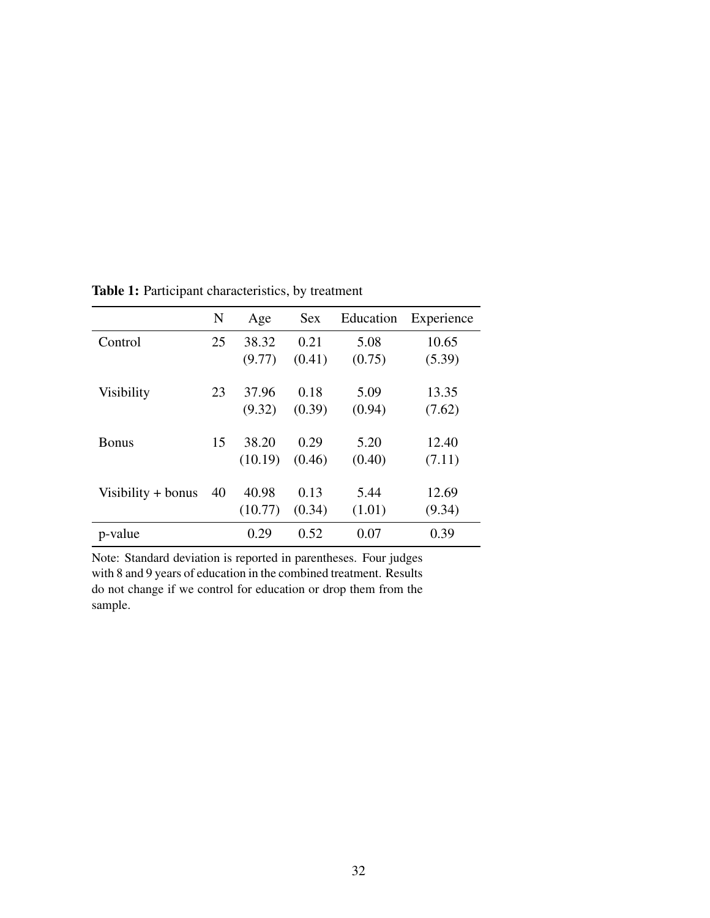**Table 1:** Participant characteristics, by treatment

| | N | Age | Sex | Education | Experience |
|---|---|---|---|---|---|
| Control | 25 | 38.32 | 0.21 | 5.08 | 10.65 |
| | | (9.77) | (0.41) | (0.75) | (5.39) |
| Visibility | 23 | 37.96 | 0.18 | 5.09 | 13.35 |
| | | (9.32) | (0.39) | (0.94) | (7.62) |
| Bonus | 15 | 38.20 | 0.29 | 5.20 | 12.40 |
| | | (10.19) | (0.46) | (0.40) | (7.11) |
| Visibility + bonus | 40 | 40.98 | 0.13 | 5.44 | 12.69 |
| | | (10.77) | (0.34) | (1.01) | (9.34) |
| p-value | | 0.29 | 0.52 | 0.07 | 0.39 |

Note: Standard deviation is reported in parentheses. Four judges with 8 and 9 years of education in the combined treatment. Results do not change if we control for education or drop them from the sample.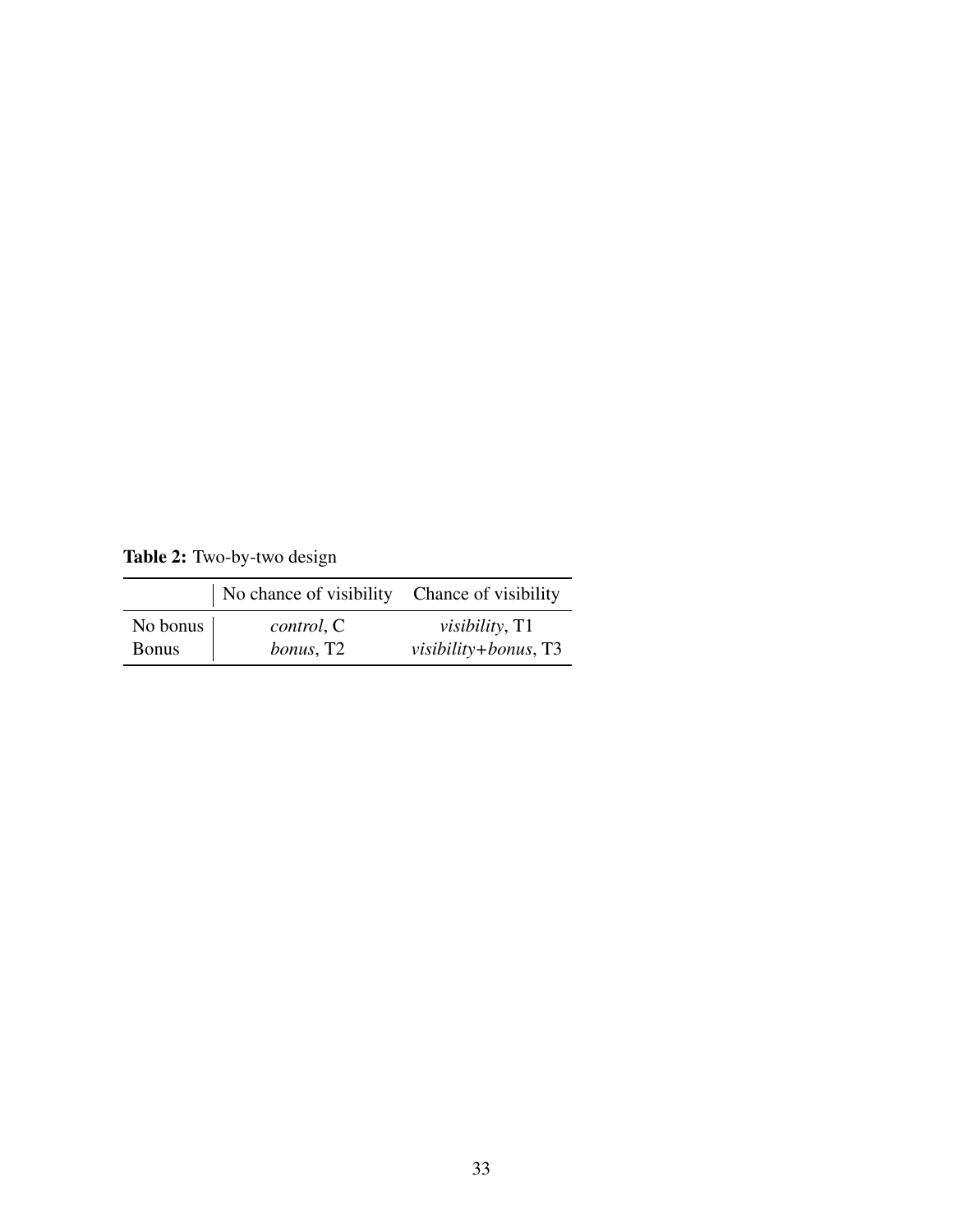**Table 2:** Two-by-two design

| | No chance of visibility | Chance of visibility |
|---|---|---|
| No bonus | *control*, C | *visibility*, T1 |
| Bonus | *bonus*, T2 | *visibility+bonus*, T3 |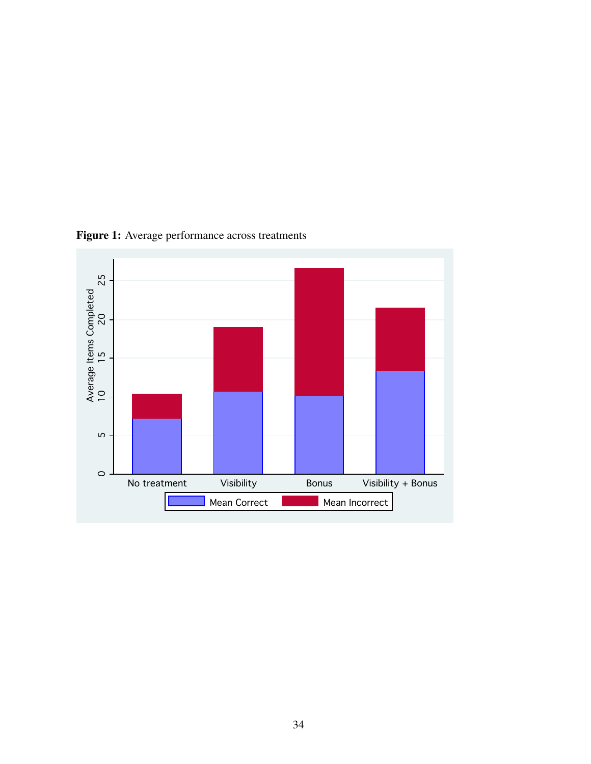**Figure 1:** Average performance across treatments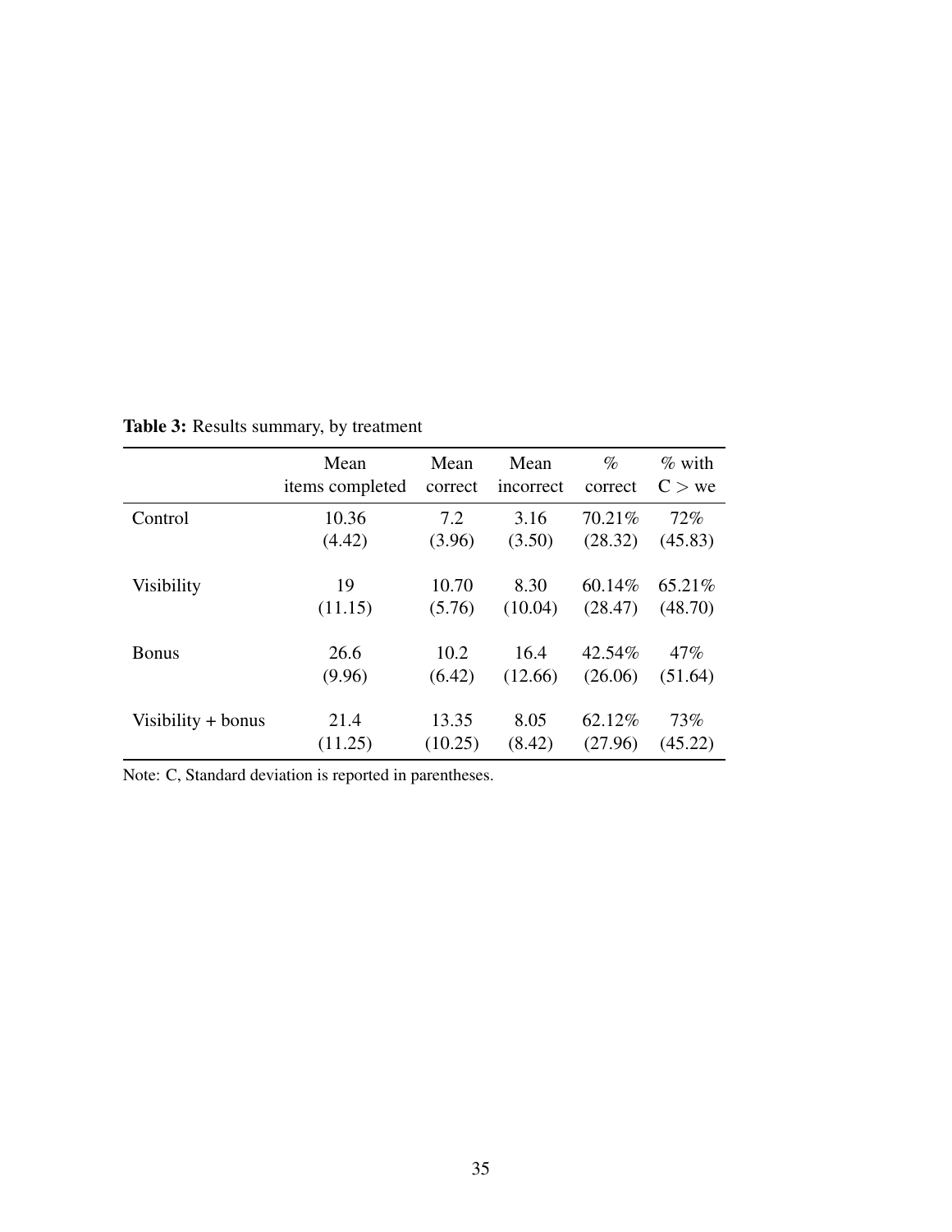**Table 3:** Results summary, by treatment

| | Mean items completed | Mean correct | Mean incorrect | % correct | % with C > we |
|---|---|---|---|---|---|
| Control | 10.36 | 7.2 | 3.16 | 70.21% | 72% |
| | (4.42) | (3.96) | (3.50) | (28.32) | (45.83) |
| Visibility | 19 | 10.70 | 8.30 | 60.14% | 65.21% |
| | (11.15) | (5.76) | (10.04) | (28.47) | (48.70) |
| Bonus | 26.6 | 10.2 | 16.4 | 42.54% | 47% |
| | (9.96) | (6.42) | (12.66) | (26.06) | (51.64) |
| Visibility + bonus | 21.4 | 13.35 | 8.05 | 62.12% | 73% |
| | (11.25) | (10.25) | (8.42) | (27.96) | (45.22) |

Note: C, Standard deviation is reported in parentheses.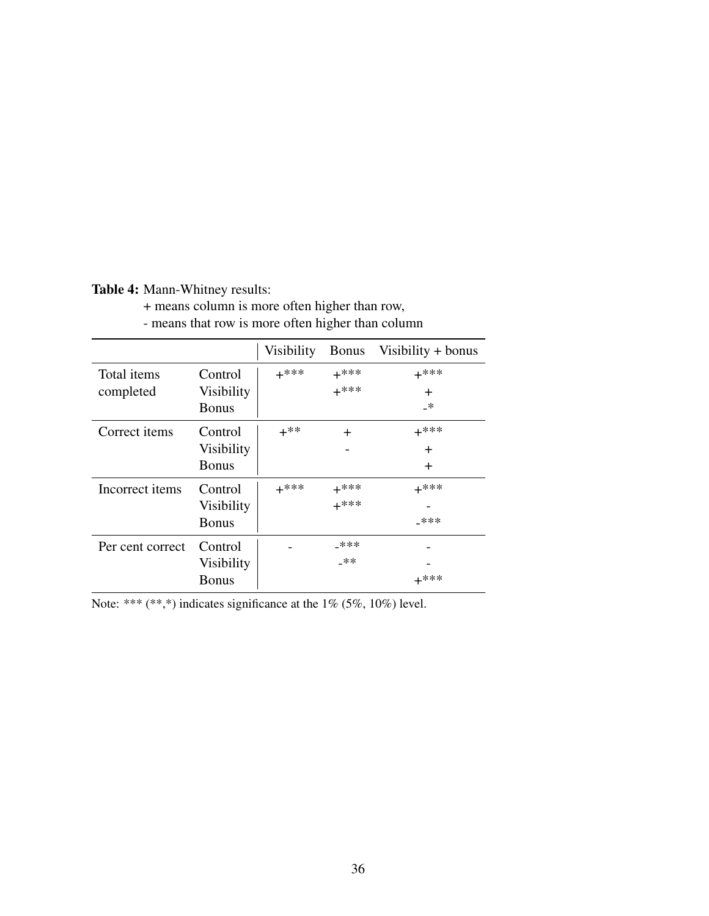**Table 4:** Mann-Whitney results:
+ means column is more often higher than row,
- means that row is more often higher than column

| | | Visibility | Bonus | Visibility + bonus |
|---|---|---|---|---|
| Total items completed | Control | +*** | +*** | +*** |
| | Visibility | | +*** | + |
| | Bonus | | | -* |
| Correct items | Control | +** | + | +*** |
| | Visibility | | - | + |
| | Bonus | | | + |
| Incorrect items | Control | +*** | +*** | +*** |
| | Visibility | | +*** | - |
| | Bonus | | | -*** |
| Per cent correct | Control | - | -*** | - |
| | Visibility | | -** | - |
| | Bonus | | | +*** |

Note: *** (**,*) indicates significance at the 1% (5%, 10%) level.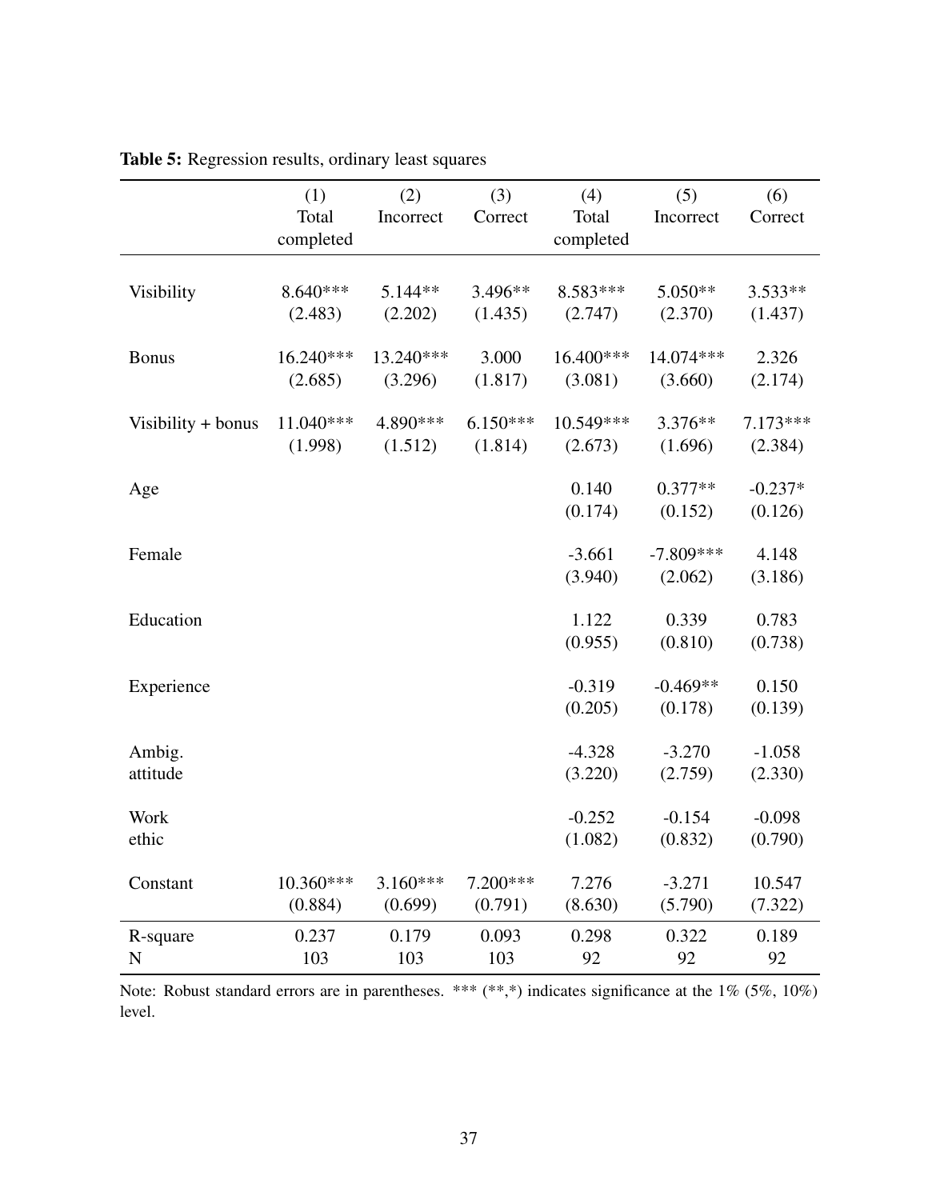**Table 5:** Regression results, ordinary least squares

| | (1) Total completed | (2) Incorrect | (3) Correct | (4) Total completed | (5) Incorrect | (6) Correct |
|---|---|---|---|---|---|---|
| Visibility | 8.640*** | 5.144** | 3.496** | 8.583*** | 5.050** | 3.533** |
| | (2.483) | (2.202) | (1.435) | (2.747) | (2.370) | (1.437) |
| Bonus | 16.240*** | 13.240*** | 3.000 | 16.400*** | 14.074*** | 2.326 |
| | (2.685) | (3.296) | (1.817) | (3.081) | (3.660) | (2.174) |
| Visibility + bonus | 11.040*** | 4.890*** | 6.150*** | 10.549*** | 3.376** | 7.173*** |
| | (1.998) | (1.512) | (1.814) | (2.673) | (1.696) | (2.384) |
| Age | | | | 0.140 | 0.377** | -0.237* |
| | | | | (0.174) | (0.152) | (0.126) |
| Female | | | | -3.661 | -7.809*** | 4.148 |
| | | | | (3.940) | (2.062) | (3.186) |
| Education | | | | 1.122 | 0.339 | 0.783 |
| | | | | (0.955) | (0.810) | (0.738) |
| Experience | | | | -0.319 | -0.469** | 0.150 |
| | | | | (0.205) | (0.178) | (0.139) |
| Ambig. attitude | | | | -4.328 | -3.270 | -1.058 |
| | | | | (3.220) | (2.759) | (2.330) |
| Work ethic | | | | -0.252 | -0.154 | -0.098 |
| | | | | (1.082) | (0.832) | (0.790) |
| Constant | 10.360*** | 3.160*** | 7.200*** | 7.276 | -3.271 | 10.547 |
| | (0.884) | (0.699) | (0.791) | (8.630) | (5.790) | (7.322) |
| R-square | 0.237 | 0.179 | 0.093 | 0.298 | 0.322 | 0.189 |
| N | 103 | 103 | 103 | 92 | 92 | 92 |

Note: Robust standard errors are in parentheses. *** (**,*) indicates significance at the 1% (5%, 10%) level.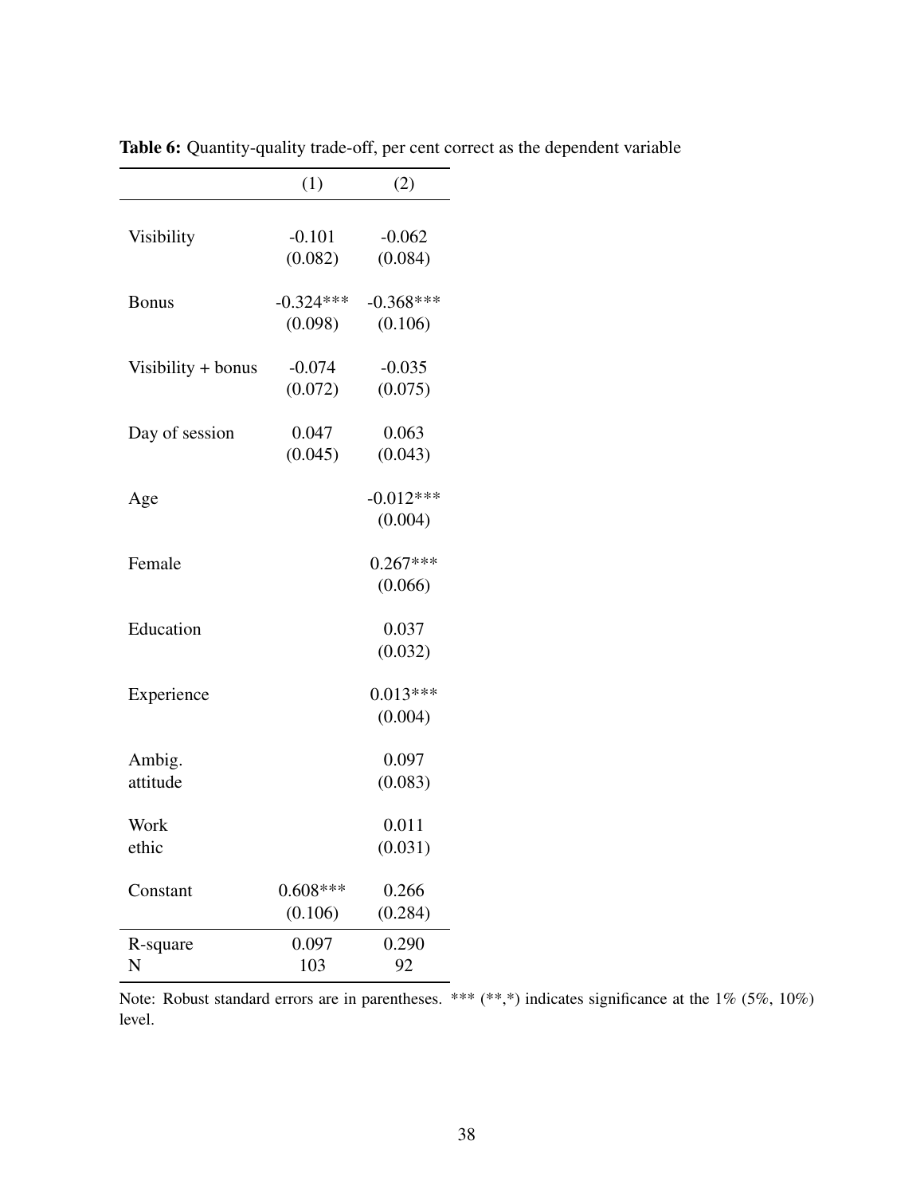**Table 6:** Quantity-quality trade-off, per cent correct as the dependent variable

| | (1) | (2) |
|---|---|---|
| Visibility | -0.101 | -0.062 |
| | (0.082) | (0.084) |
| Bonus | -0.324*** | -0.368*** |
| | (0.098) | (0.106) |
| Visibility + bonus | -0.074 | -0.035 |
| | (0.072) | (0.075) |
| Day of session | 0.047 | 0.063 |
| | (0.045) | (0.043) |
| Age | | -0.012*** |
| | | (0.004) |
| Female | | 0.267*** |
| | | (0.066) |
| Education | | 0.037 |
| | | (0.032) |
| Experience | | 0.013*** |
| | | (0.004) |
| Ambig. attitude | | 0.097 |
| | | (0.083) |
| Work ethic | | 0.011 |
| | | (0.031) |
| Constant | 0.608*** | 0.266 |
| | (0.106) | (0.284) |
| R-square | 0.097 | 0.290 |
| N | 103 | 92 |

Note: Robust standard errors are in parentheses. *** (**,*) indicates significance at the 1% (5%, 10%) level.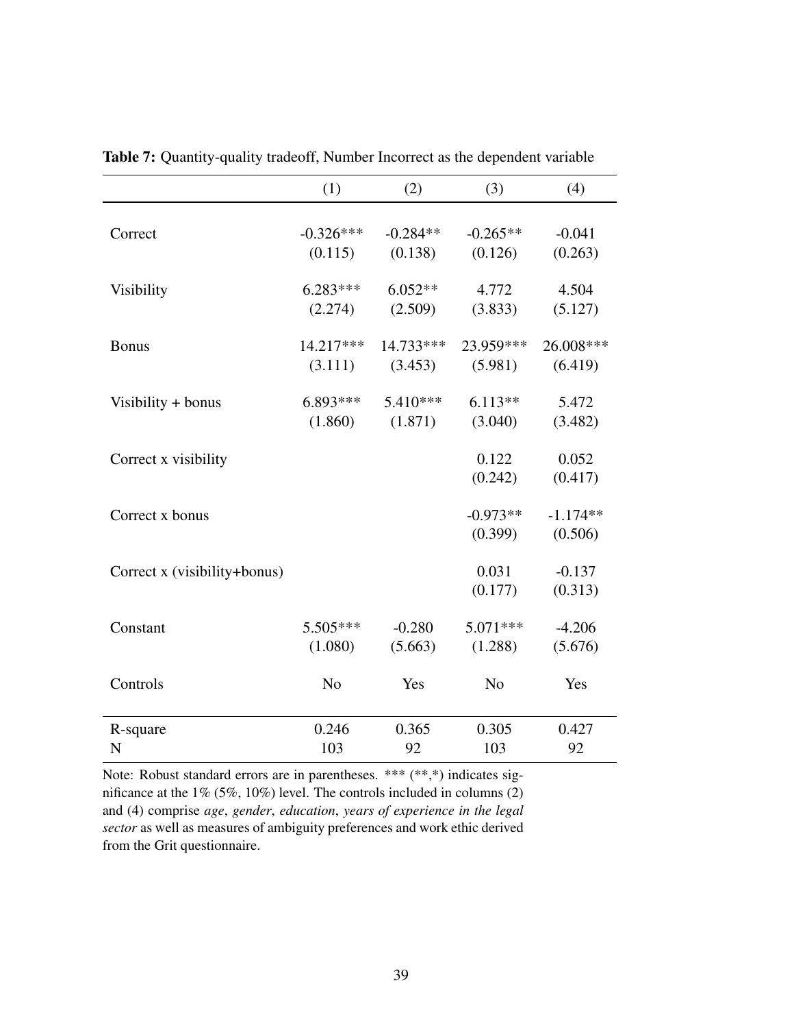**Table 7:** Quantity-quality tradeoff, Number Incorrect as the dependent variable

| | (1) | (2) | (3) | (4) |
|---|---|---|---|---|
| Correct | -0.326*** | -0.284** | -0.265** | -0.041 |
| | (0.115) | (0.138) | (0.126) | (0.263) |
| Visibility | 6.283*** | 6.052** | 4.772 | 4.504 |
| | (2.274) | (2.509) | (3.833) | (5.127) |
| Bonus | 14.217*** | 14.733*** | 23.959*** | 26.008*** |
| | (3.111) | (3.453) | (5.981) | (6.419) |
| Visibility + bonus | 6.893*** | 5.410*** | 6.113** | 5.472 |
| | (1.860) | (1.871) | (3.040) | (3.482) |
| Correct x visibility | | | 0.122 | 0.052 |
| | | | (0.242) | (0.417) |
| Correct x bonus | | | -0.973** | -1.174** |
| | | | (0.399) | (0.506) |
| Correct x (visibility+bonus) | | | 0.031 | -0.137 |
| | | | (0.177) | (0.313) |
| Constant | 5.505*** | -0.280 | 5.071*** | -4.206 |
| | (1.080) | (5.663) | (1.288) | (5.676) |
| Controls | No | Yes | No | Yes |
| R-square | 0.246 | 0.365 | 0.305 | 0.427 |
| N | 103 | 92 | 103 | 92 |

Note: Robust standard errors are in parentheses. *** (**,*) indicates significance at the 1% (5%, 10%) level. The controls included in columns (2) and (4) comprise *age*, *gender*, *education*, *years of experience in the legal sector* as well as measures of ambiguity preferences and work ethic derived from the Grit questionnaire.